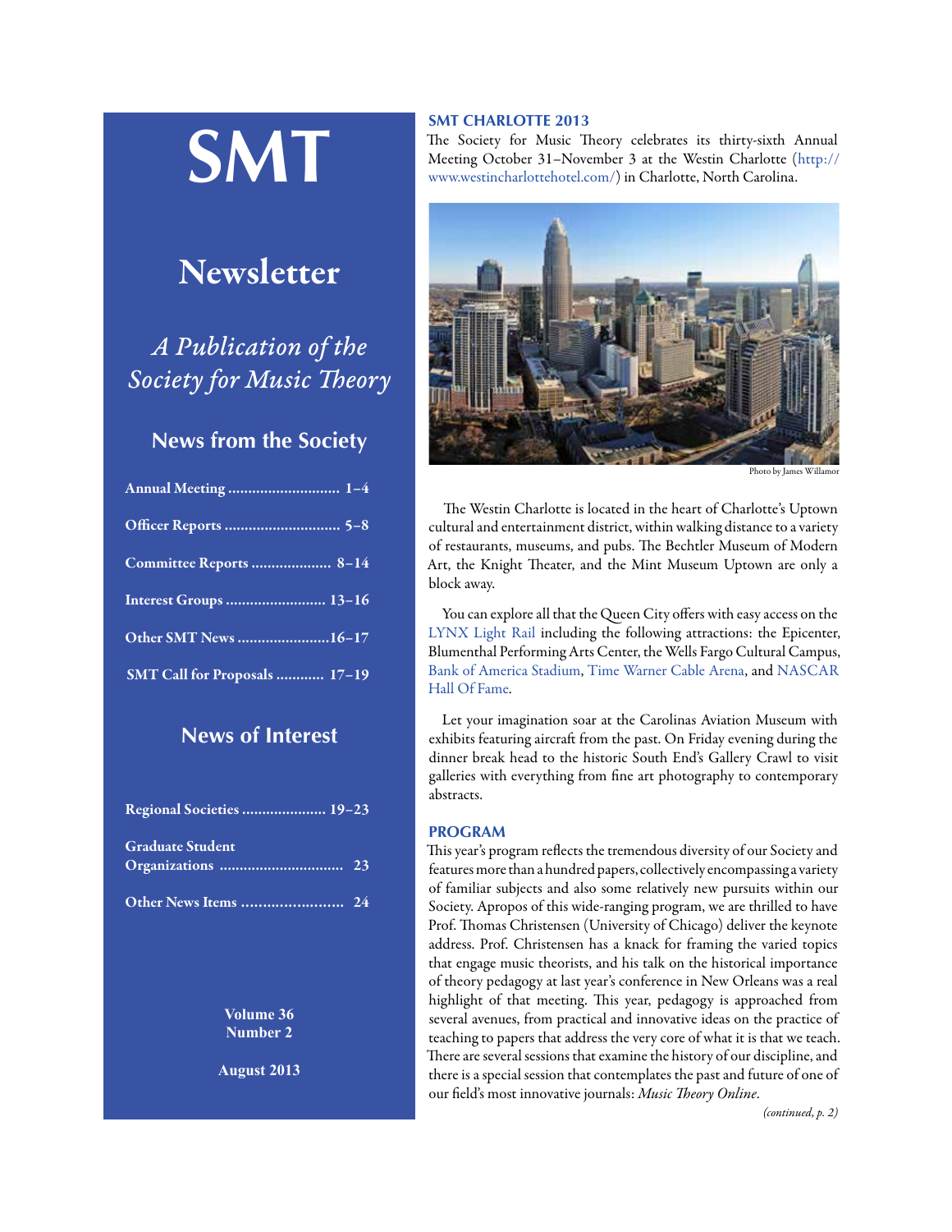# SMT

## Newsletter

*A Publication of the Society for Music Theory*

### News from the Society

| | |
|---|---|
| Annual Meeting | 1–4 |
| Officer Reports | 5–8 |
| Committee Reports | 8–14 |
| Interest Groups | 13–16 |
| Other SMT News | 16–17 |
| SMT Call for Proposals | 17–19 |

### News of Interest

| | |
|---|---|
| Regional Societies | 19–23 |
| Graduate Student Organizations | 23 |
| Other News Items | 24 |

**Volume 36**
**Number 2**

**August 2013**

## SMT CHARLOTTE 2013

The Society for Music Theory celebrates its thirty-sixth Annual Meeting October 31–November 3 at the Westin Charlotte (http://www.westincharlottehotel.com/) in Charlotte, North Carolina.

Photo by James Willamor

The Westin Charlotte is located in the heart of Charlotte's Uptown cultural and entertainment district, within walking distance to a variety of restaurants, museums, and pubs. The Bechtler Museum of Modern Art, the Knight Theater, and the Mint Museum Uptown are only a block away.

You can explore all that the Queen City offers with easy access on the LYNX Light Rail including the following attractions: the Epicenter, Blumenthal Performing Arts Center, the Wells Fargo Cultural Campus, Bank of America Stadium, Time Warner Cable Arena, and NASCAR Hall Of Fame.

Let your imagination soar at the Carolinas Aviation Museum with exhibits featuring aircraft from the past. On Friday evening during the dinner break head to the historic South End's Gallery Crawl to visit galleries with everything from fine art photography to contemporary abstracts.

## PROGRAM

This year's program reflects the tremendous diversity of our Society and features more than a hundred papers, collectively encompassing a variety of familiar subjects and also some relatively new pursuits within our Society. Apropos of this wide-ranging program, we are thrilled to have Prof. Thomas Christensen (University of Chicago) deliver the keynote address. Prof. Christensen has a knack for framing the varied topics that engage music theorists, and his talk on the historical importance of theory pedagogy at last year's conference in New Orleans was a real highlight of that meeting. This year, pedagogy is approached from several avenues, from practical and innovative ideas on the practice of teaching to papers that address the very core of what it is that we teach. There are several sessions that examine the history of our discipline, and there is a special session that contemplates the past and future of one of our field's most innovative journals: *Music Theory Online*.

*(continued, p. 2)*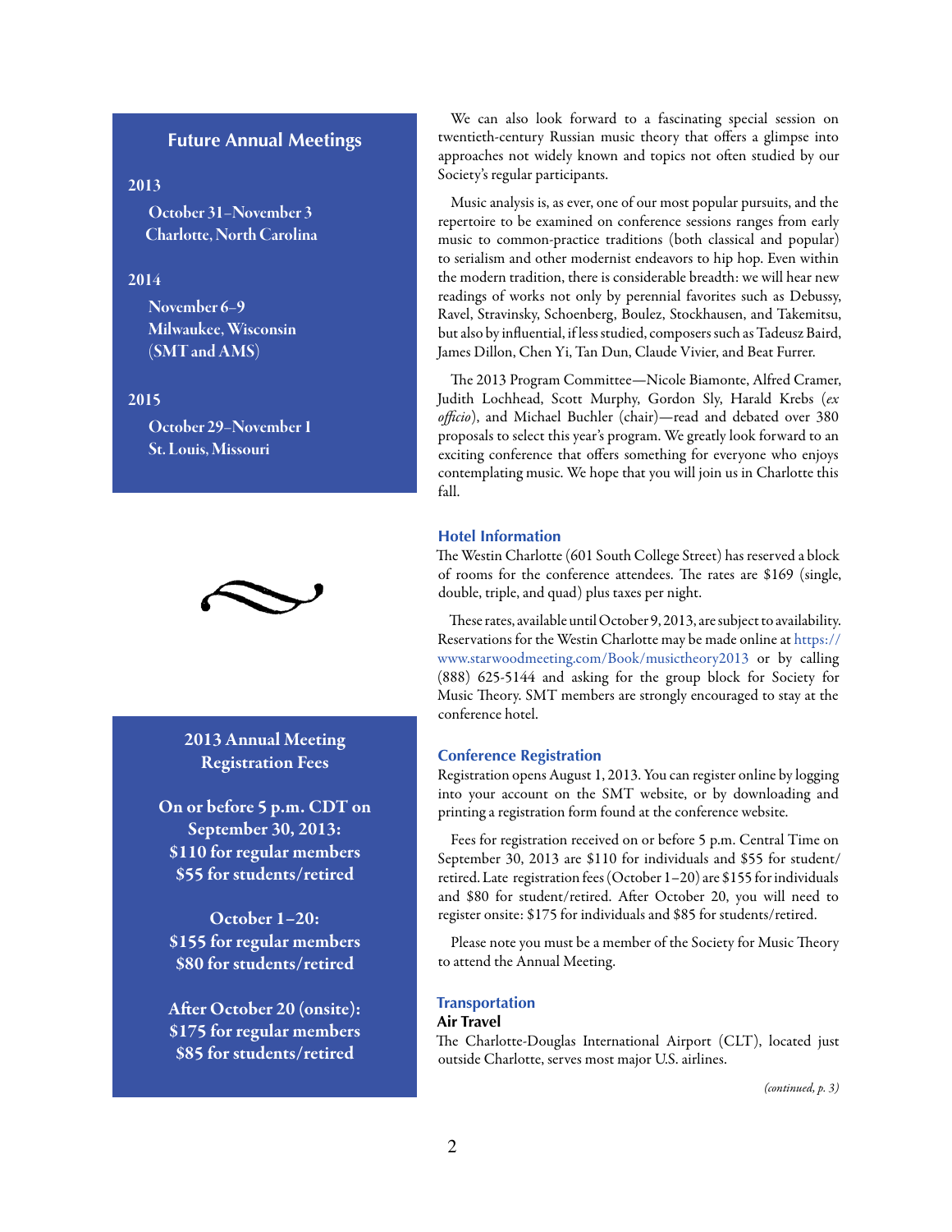## Future Annual Meetings

**2013**

**October 31–November 3**
**Charlotte, North Carolina**

**2014**

**November 6–9**
**Milwaukee, Wisconsin**
**(SMT and AMS)**

**2015**

**October 29–November 1**
**St. Louis, Missouri**

---

**2013 Annual Meeting Registration Fees**

**On or before 5 p.m. CDT on September 30, 2013:**
**$110 for regular members**
**$55 for students/retired**

**October 1–20:**
**$155 for regular members**
**$80 for students/retired**

**After October 20 (onsite):**
**$175 for regular members**
**$85 for students/retired**

---

We can also look forward to a fascinating special session on twentieth-century Russian music theory that offers a glimpse into approaches not widely known and topics not often studied by our Society's regular participants.

Music analysis is, as ever, one of our most popular pursuits, and the repertoire to be examined on conference sessions ranges from early music to common-practice traditions (both classical and popular) to serialism and other modernist endeavors to hip hop. Even within the modern tradition, there is considerable breadth: we will hear new readings of works not only by perennial favorites such as Debussy, Ravel, Stravinsky, Schoenberg, Boulez, Stockhausen, and Takemitsu, but also by influential, if less studied, composers such as Tadeusz Baird, James Dillon, Chen Yi, Tan Dun, Claude Vivier, and Beat Furrer.

The 2013 Program Committee—Nicole Biamonte, Alfred Cramer, Judith Lochhead, Scott Murphy, Gordon Sly, Harald Krebs (*ex officio*), and Michael Buchler (chair)—read and debated over 380 proposals to select this year's program. We greatly look forward to an exciting conference that offers something for everyone who enjoys contemplating music. We hope that you will join us in Charlotte this fall.

### Hotel Information

The Westin Charlotte (601 South College Street) has reserved a block of rooms for the conference attendees. The rates are $169 (single, double, triple, and quad) plus taxes per night.

These rates, available until October 9, 2013, are subject to availability. Reservations for the Westin Charlotte may be made online at https://www.starwoodmeeting.com/Book/musictheory2013 or by calling (888) 625-5144 and asking for the group block for Society for Music Theory. SMT members are strongly encouraged to stay at the conference hotel.

### Conference Registration

Registration opens August 1, 2013. You can register online by logging into your account on the SMT website, or by downloading and printing a registration form found at the conference website.

Fees for registration received on or before 5 p.m. Central Time on September 30, 2013 are $110 for individuals and $55 for student/retired. Late registration fees (October 1–20) are $155 for individuals and $80 for student/retired. After October 20, you will need to register onsite: $175 for individuals and $85 for students/retired.

Please note you must be a member of the Society for Music Theory to attend the Annual Meeting.

### Transportation

**Air Travel**

The Charlotte-Douglas International Airport (CLT), located just outside Charlotte, serves most major U.S. airlines.

*(continued, p. 3)*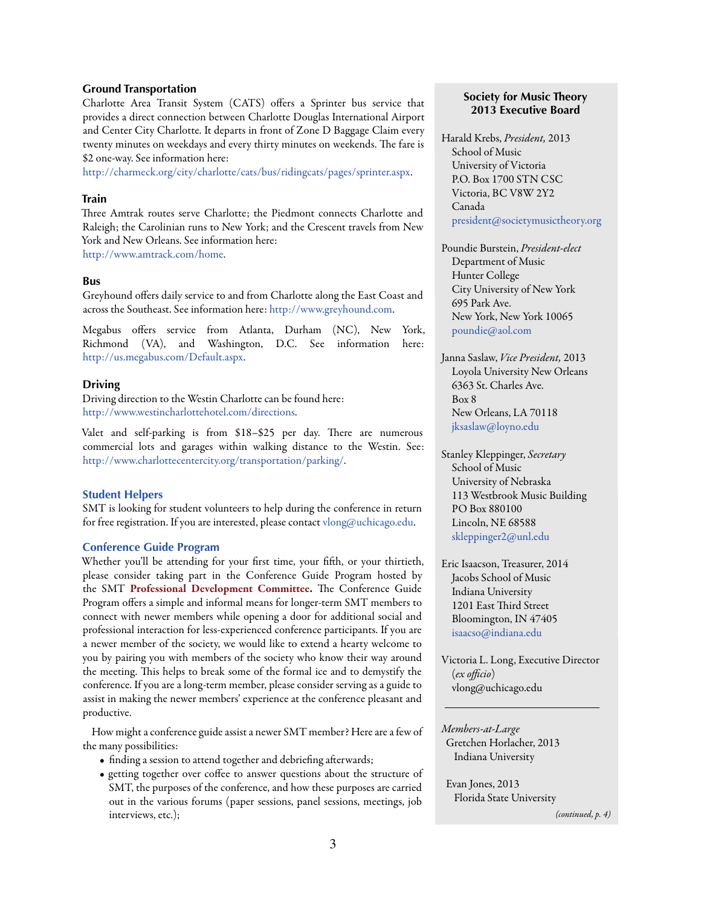### Ground Transportation

Charlotte Area Transit System (CATS) offers a Sprinter bus service that provides a direct connection between Charlotte Douglas International Airport and Center City Charlotte. It departs in front of Zone D Baggage Claim every twenty minutes on weekdays and every thirty minutes on weekends. The fare is $2 one-way. See information here: http://charmeck.org/city/charlotte/cats/bus/ridingcats/pages/sprinter.aspx.

### Train

Three Amtrak routes serve Charlotte; the Piedmont connects Charlotte and Raleigh; the Carolinian runs to New York; and the Crescent travels from New York and New Orleans. See information here: http://www.amtrack.com/home.

### Bus

Greyhound offers daily service to and from Charlotte along the East Coast and across the Southeast. See information here: http://www.greyhound.com.

Megabus offers service from Atlanta, Durham (NC), New York, Richmond (VA), and Washington, D.C. See information here: http://us.megabus.com/Default.aspx.

### Driving

Driving direction to the Westin Charlotte can be found here: http://www.westincharlottehotel.com/directions.

Valet and self-parking is from $18–$25 per day. There are numerous commercial lots and garages within walking distance to the Westin. See: http://www.charlottecentercity.org/transportation/parking/.

### Student Helpers

SMT is looking for student volunteers to help during the conference in return for free registration. If you are interested, please contact vlong@uchicago.edu.

### Conference Guide Program

Whether you'll be attending for your first time, your fifth, or your thirtieth, please consider taking part in the Conference Guide Program hosted by the SMT **Professional Development Committee.** The Conference Guide Program offers a simple and informal means for longer-term SMT members to connect with newer members while opening a door for additional social and professional interaction for less-experienced conference participants. If you are a newer member of the society, we would like to extend a hearty welcome to you by pairing you with members of the society who know their way around the meeting. This helps to break some of the formal ice and to demystify the conference. If you are a long-term member, please consider serving as a guide to assist in making the newer members' experience at the conference pleasant and productive.

How might a conference guide assist a newer SMT member? Here are a few of the many possibilities:

- finding a session to attend together and debriefing afterwards;
- getting together over coffee to answer questions about the structure of SMT, the purposes of the conference, and how these purposes are carried out in the various forums (paper sessions, panel sessions, meetings, job interviews, etc.);

**Society for Music Theory
2013 Executive Board**

Harald Krebs, *President,* 2013
School of Music
University of Victoria
P.O. Box 1700 STN CSC
Victoria, BC V8W 2Y2
Canada
president@societymusictheory.org

Poundie Burstein, *President-elect*
Department of Music
Hunter College
City University of New York
695 Park Ave.
New York, New York 10065
poundie@aol.com

Janna Saslaw, *Vice President,* 2013
Loyola University New Orleans
6363 St. Charles Ave.
Box 8
New Orleans, LA 70118
jksaslaw@loyno.edu

Stanley Kleppinger, *Secretary*
School of Music
University of Nebraska
113 Westbrook Music Building
PO Box 880100
Lincoln, NE 68588
skleppinger2@unl.edu

Eric Isaacson, Treasurer, 2014
Jacobs School of Music
Indiana University
1201 East Third Street
Bloomington, IN 47405
isaacso@indiana.edu

Victoria L. Long, Executive Director
(*ex officio*)
vlong@uchicago.edu

---

*Members-at-Large*

Gretchen Horlacher, 2013
Indiana University

Evan Jones, 2013
Florida State University

*(continued, p. 4)*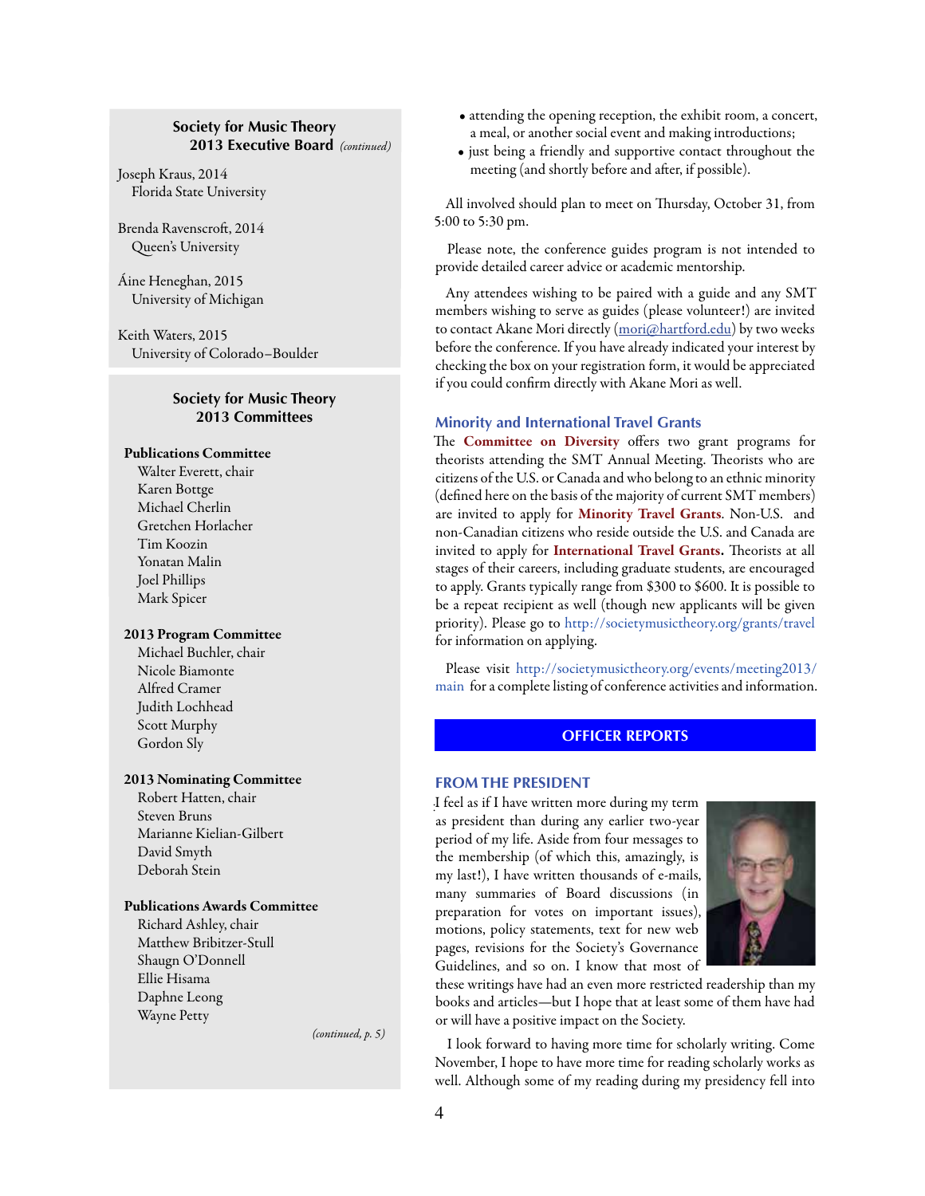**Society for Music Theory**
**2013 Executive Board** *(continued)*

Joseph Kraus, 2014
Florida State University

Brenda Ravenscroft, 2014
Queen's University

Áine Heneghan, 2015
University of Michigan

Keith Waters, 2015
University of Colorado–Boulder

**Society for Music Theory**
**2013 Committees**

**Publications Committee**
Walter Everett, chair
Karen Bottge
Michael Cherlin
Gretchen Horlacher
Tim Koozin
Yonatan Malin
Joel Phillips
Mark Spicer

**2013 Program Committee**
Michael Buchler, chair
Nicole Biamonte
Alfred Cramer
Judith Lochhead
Scott Murphy
Gordon Sly

**2013 Nominating Committee**
Robert Hatten, chair
Steven Bruns
Marianne Kielian-Gilbert
David Smyth
Deborah Stein

**Publications Awards Committee**
Richard Ashley, chair
Matthew Bribitzer-Stull
Shaugn O'Donnell
Ellie Hisama
Daphne Leong
Wayne Petty

*(continued, p. 5)*

- attending the opening reception, the exhibit room, a concert, a meal, or another social event and making introductions;
- just being a friendly and supportive contact throughout the meeting (and shortly before and after, if possible).

All involved should plan to meet on Thursday, October 31, from 5:00 to 5:30 pm.

Please note, the conference guides program is not intended to provide detailed career advice or academic mentorship.

Any attendees wishing to be paired with a guide and any SMT members wishing to serve as guides (please volunteer!) are invited to contact Akane Mori directly (mori@hartford.edu) by two weeks before the conference. If you have already indicated your interest by checking the box on your registration form, it would be appreciated if you could confirm directly with Akane Mori as well.

## Minority and International Travel Grants

The **Committee on Diversity** offers two grant programs for theorists attending the SMT Annual Meeting. Theorists who are citizens of the U.S. or Canada and who belong to an ethnic minority (defined here on the basis of the majority of current SMT members) are invited to apply for **Minority Travel Grants**. Non-U.S. and non-Canadian citizens who reside outside the U.S. and Canada are invited to apply for **International Travel Grants.** Theorists at all stages of their careers, including graduate students, are encouraged to apply. Grants typically range from $300 to $600. It is possible to be a repeat recipient as well (though new applicants will be given priority). Please go to http://societymusictheory.org/grants/travel for information on applying.

Please visit http://societymusictheory.org/events/meeting2013/main for a complete listing of conference activities and information.

# OFFICER REPORTS

## FROM THE PRESIDENT

I feel as if I have written more during my term as president than during any earlier two-year period of my life. Aside from four messages to the membership (of which this, amazingly, is my last!), I have written thousands of e-mails, many summaries of Board discussions (in preparation for votes on important issues), motions, policy statements, text for new web pages, revisions for the Society's Governance Guidelines, and so on. I know that most of these writings have had an even more restricted readership than my books and articles—but I hope that at least some of them have had or will have a positive impact on the Society.

I look forward to having more time for scholarly writing. Come November, I hope to have more time for reading scholarly works as well. Although some of my reading during my presidency fell into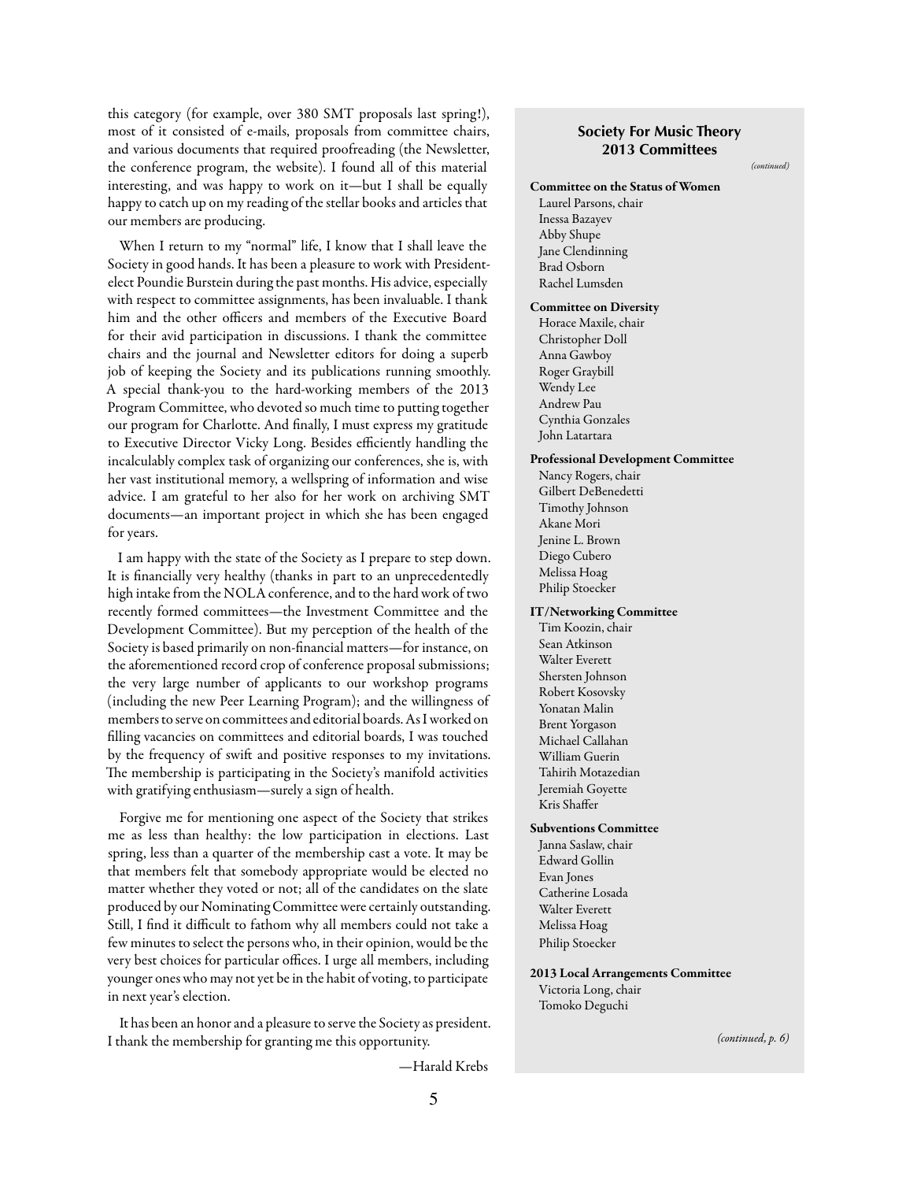this category (for example, over 380 SMT proposals last spring!), most of it consisted of e-mails, proposals from committee chairs, and various documents that required proofreading (the Newsletter, the conference program, the website). I found all of this material interesting, and was happy to work on it—but I shall be equally happy to catch up on my reading of the stellar books and articles that our members are producing.

When I return to my "normal" life, I know that I shall leave the Society in good hands. It has been a pleasure to work with President-elect Poundie Burstein during the past months. His advice, especially with respect to committee assignments, has been invaluable. I thank him and the other officers and members of the Executive Board for their avid participation in discussions. I thank the committee chairs and the journal and Newsletter editors for doing a superb job of keeping the Society and its publications running smoothly. A special thank-you to the hard-working members of the 2013 Program Committee, who devoted so much time to putting together our program for Charlotte. And finally, I must express my gratitude to Executive Director Vicky Long. Besides efficiently handling the incalculably complex task of organizing our conferences, she is, with her vast institutional memory, a wellspring of information and wise advice. I am grateful to her also for her work on archiving SMT documents—an important project in which she has been engaged for years.

I am happy with the state of the Society as I prepare to step down. It is financially very healthy (thanks in part to an unprecedentedly high intake from the NOLA conference, and to the hard work of two recently formed committees—the Investment Committee and the Development Committee). But my perception of the health of the Society is based primarily on non-financial matters—for instance, on the aforementioned record crop of conference proposal submissions; the very large number of applicants to our workshop programs (including the new Peer Learning Program); and the willingness of members to serve on committees and editorial boards. As I worked on filling vacancies on committees and editorial boards, I was touched by the frequency of swift and positive responses to my invitations. The membership is participating in the Society's manifold activities with gratifying enthusiasm—surely a sign of health.

Forgive me for mentioning one aspect of the Society that strikes me as less than healthy: the low participation in elections. Last spring, less than a quarter of the membership cast a vote. It may be that members felt that somebody appropriate would be elected no matter whether they voted or not; all of the candidates on the slate produced by our Nominating Committee were certainly outstanding. Still, I find it difficult to fathom why all members could not take a few minutes to select the persons who, in their opinion, would be the very best choices for particular offices. I urge all members, including younger ones who may not yet be in the habit of voting, to participate in next year's election.

It has been an honor and a pleasure to serve the Society as president. I thank the membership for granting me this opportunity.

—Harald Krebs

## Society For Music Theory 2013 Committees

*(continued)*

**Committee on the Status of Women**
Laurel Parsons, chair
Inessa Bazayev
Abby Shupe
Jane Clendinning
Brad Osborn
Rachel Lumsden

**Committee on Diversity**
Horace Maxile, chair
Christopher Doll
Anna Gawboy
Roger Graybill
Wendy Lee
Andrew Pau
Cynthia Gonzales
John Latartara

**Professional Development Committee**
Nancy Rogers, chair
Gilbert DeBenedetti
Timothy Johnson
Akane Mori
Jenine L. Brown
Diego Cubero
Melissa Hoag
Philip Stoecker

**IT/Networking Committee**
Tim Koozin, chair
Sean Atkinson
Walter Everett
Shersten Johnson
Robert Kosovsky
Yonatan Malin
Brent Yorgason
Michael Callahan
William Guerin
Tahirih Motazedian
Jeremiah Goyette
Kris Shaffer

**Subventions Committee**
Janna Saslaw, chair
Edward Gollin
Evan Jones
Catherine Losada
Walter Everett
Melissa Hoag
Philip Stoecker

**2013 Local Arrangements Committee**
Victoria Long, chair
Tomoko Deguchi

*(continued, p. 6)*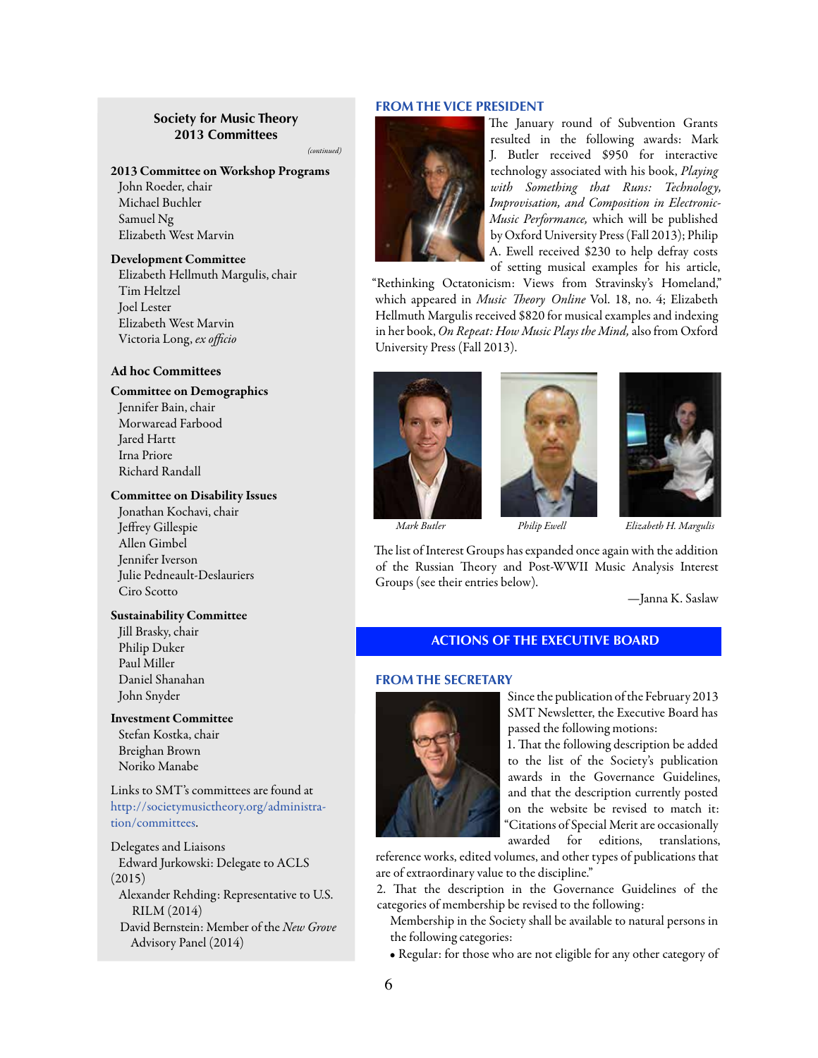## Society for Music Theory 2013 Committees

*(continued)*

**2013 Committee on Workshop Programs**
John Roeder, chair
Michael Buchler
Samuel Ng
Elizabeth West Marvin

**Development Committee**
Elizabeth Hellmuth Margulis, chair
Tim Heltzel
Joel Lester
Elizabeth West Marvin
Victoria Long, *ex officio*

**Ad hoc Committees**

**Committee on Demographics**
Jennifer Bain, chair
Morwaread Farbood
Jared Hartt
Irna Priore
Richard Randall

**Committee on Disability Issues**
Jonathan Kochavi, chair
Jeffrey Gillespie
Allen Gimbel
Jennifer Iverson
Julie Pedneault-Deslauriers
Ciro Scotto

**Sustainability Committee**
Jill Brasky, chair
Philip Duker
Paul Miller
Daniel Shanahan
John Snyder

**Investment Committee**
Stefan Kostka, chair
Breighan Brown
Noriko Manabe

Links to SMT's committees are found at http://societymusictheory.org/administration/committees.

Delegates and Liaisons
Edward Jurkowski: Delegate to ACLS (2015)
Alexander Rehding: Representative to U.S. RILM (2014)
David Bernstein: Member of the *New Grove* Advisory Panel (2014)

## FROM THE VICE PRESIDENT

The January round of Subvention Grants resulted in the following awards: Mark J. Butler received $950 for interactive technology associated with his book, *Playing with Something that Runs: Technology, Improvisation, and Composition in Electronic-Music Performance,* which will be published by Oxford University Press (Fall 2013); Philip A. Ewell received $230 to help defray costs of setting musical examples for his article, "Rethinking Octatonicism: Views from Stravinsky's Homeland," which appeared in *Music Theory Online* Vol. 18, no. 4; Elizabeth Hellmuth Margulis received $820 for musical examples and indexing in her book, *On Repeat: How Music Plays the Mind,* also from Oxford University Press (Fall 2013).

*Mark Butler* *Philip Ewell* *Elizabeth H. Margulis*

The list of Interest Groups has expanded once again with the addition of the Russian Theory and Post-WWII Music Analysis Interest Groups (see their entries below).

—Janna K. Saslaw

# ACTIONS OF THE EXECUTIVE BOARD

## FROM THE SECRETARY

Since the publication of the February 2013 SMT Newsletter, the Executive Board has passed the following motions:

1. That the following description be added to the list of the Society's publication awards in the Governance Guidelines, and that the description currently posted on the website be revised to match it: "Citations of Special Merit are occasionally awarded for editions, translations, reference works, edited volumes, and other types of publications that are of extraordinary value to the discipline."

2. That the description in the Governance Guidelines of the categories of membership be revised to the following:

 Membership in the Society shall be available to natural persons in the following categories:

 - Regular: for those who are not eligible for any other category of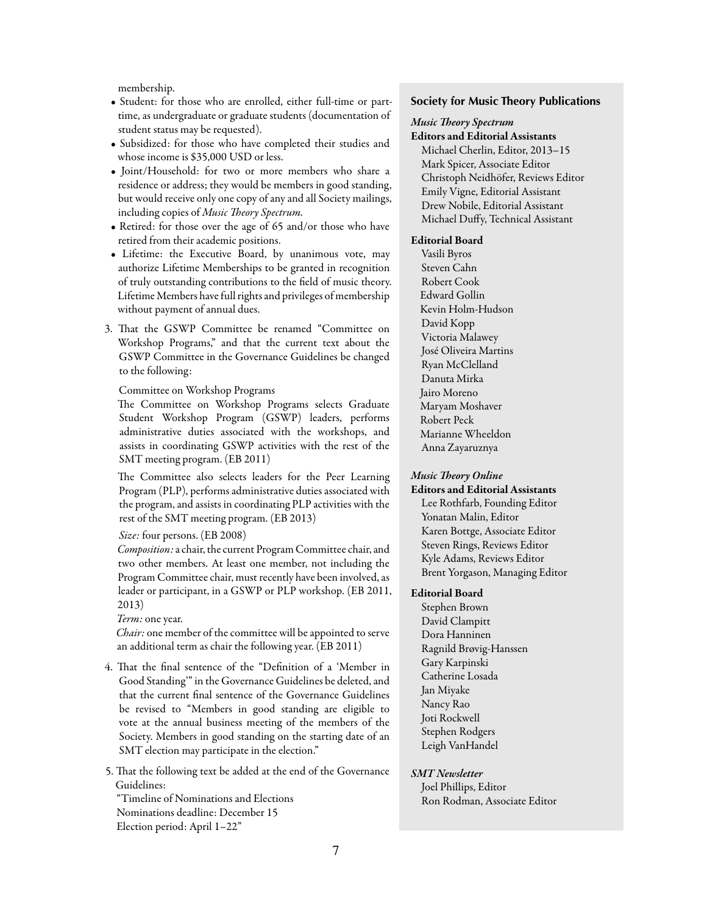membership.

- Student: for those who are enrolled, either full-time or part-time, as undergraduate or graduate students (documentation of student status may be requested).
- Subsidized: for those who have completed their studies and whose income is $35,000 USD or less.
- Joint/Household: for two or more members who share a residence or address; they would be members in good standing, but would receive only one copy of any and all Society mailings, including copies of *Music Theory Spectrum*.
- Retired: for those over the age of 65 and/or those who have retired from their academic positions.
- Lifetime: the Executive Board, by unanimous vote, may authorize Lifetime Memberships to be granted in recognition of truly outstanding contributions to the field of music theory. Lifetime Members have full rights and privileges of membership without payment of annual dues.

3. That the GSWP Committee be renamed "Committee on Workshop Programs," and that the current text about the GSWP Committee in the Governance Guidelines be changed to the following:

   Committee on Workshop Programs

   The Committee on Workshop Programs selects Graduate Student Workshop Program (GSWP) leaders, performs administrative duties associated with the workshops, and assists in coordinating GSWP activities with the rest of the SMT meeting program. (EB 2011)

   The Committee also selects leaders for the Peer Learning Program (PLP), performs administrative duties associated with the program, and assists in coordinating PLP activities with the rest of the SMT meeting program. (EB 2013)

   *Size:* four persons. (EB 2008)

   *Composition:* a chair, the current Program Committee chair, and two other members. At least one member, not including the Program Committee chair, must recently have been involved, as leader or participant, in a GSWP or PLP workshop. (EB 2011, 2013)

   *Term:* one year.

   *Chair:* one member of the committee will be appointed to serve an additional term as chair the following year. (EB 2011)

4. That the final sentence of the "Definition of a 'Member in Good Standing'" in the Governance Guidelines be deleted, and that the current final sentence of the Governance Guidelines be revised to "Members in good standing are eligible to vote at the annual business meeting of the members of the Society. Members in good standing on the starting date of an SMT election may participate in the election."

5. That the following text be added at the end of the Governance Guidelines:

   "Timeline of Nominations and Elections
   Nominations deadline: December 15
   Election period: April 1–22"

## Society for Music Theory Publications

### *Music Theory Spectrum*

**Editors and Editorial Assistants**

Michael Cherlin, Editor, 2013–15
Mark Spicer, Associate Editor
Christoph Neidhöfer, Reviews Editor
Emily Vigne, Editorial Assistant
Drew Nobile, Editorial Assistant
Michael Duffy, Technical Assistant

**Editorial Board**

Vasili Byros
Steven Cahn
Robert Cook
Edward Gollin
Kevin Holm-Hudson
David Kopp
Victoria Malawey
José Oliveira Martins
Ryan McClelland
Danuta Mirka
Jairo Moreno
Maryam Moshaver
Robert Peck
Marianne Wheeldon
Anna Zayaruznya

### *Music Theory Online*

**Editors and Editorial Assistants**

Lee Rothfarb, Founding Editor
Yonatan Malin, Editor
Karen Bottge, Associate Editor
Steven Rings, Reviews Editor
Kyle Adams, Reviews Editor
Brent Yorgason, Managing Editor

**Editorial Board**

Stephen Brown
David Clampitt
Dora Hanninen
Ragnild Brøvig-Hanssen
Gary Karpinski
Catherine Losada
Jan Miyake
Nancy Rao
Joti Rockwell
Stephen Rodgers
Leigh VanHandel

### *SMT Newsletter*

Joel Phillips, Editor
Ron Rodman, Associate Editor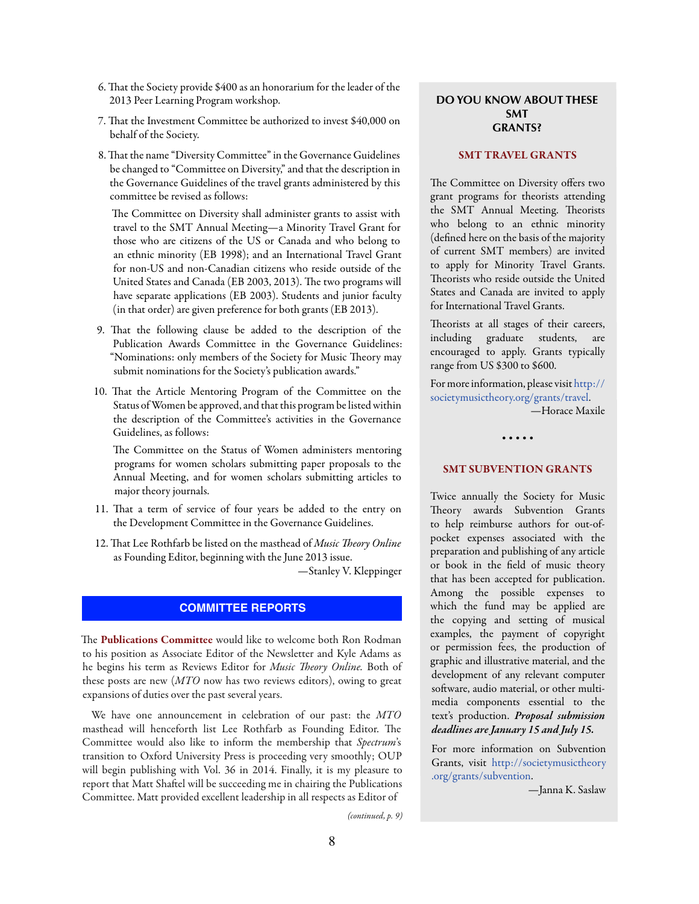6. That the Society provide $400 as an honorarium for the leader of the 2013 Peer Learning Program workshop.

7. That the Investment Committee be authorized to invest $40,000 on behalf of the Society.

8. That the name "Diversity Committee" in the Governance Guidelines be changed to "Committee on Diversity," and that the description in the Governance Guidelines of the travel grants administered by this committee be revised as follows:

   The Committee on Diversity shall administer grants to assist with travel to the SMT Annual Meeting—a Minority Travel Grant for those who are citizens of the US or Canada and who belong to an ethnic minority (EB 1998); and an International Travel Grant for non-US and non-Canadian citizens who reside outside of the United States and Canada (EB 2003, 2013). The two programs will have separate applications (EB 2003). Students and junior faculty (in that order) are given preference for both grants (EB 2013).

9. That the following clause be added to the description of the Publication Awards Committee in the Governance Guidelines: "Nominations: only members of the Society for Music Theory may submit nominations for the Society's publication awards."

10. That the Article Mentoring Program of the Committee on the Status of Women be approved, and that this program be listed within the description of the Committee's activities in the Governance Guidelines, as follows:

    The Committee on the Status of Women administers mentoring programs for women scholars submitting paper proposals to the Annual Meeting, and for women scholars submitting articles to major theory journals.

11. That a term of service of four years be added to the entry on the Development Committee in the Governance Guidelines.

12. That Lee Rothfarb be listed on the masthead of *Music Theory Online* as Founding Editor, beginning with the June 2013 issue.

—Stanley V. Kleppinger

## COMMITTEE REPORTS

The **Publications Committee** would like to welcome both Ron Rodman to his position as Associate Editor of the Newsletter and Kyle Adams as he begins his term as Reviews Editor for *Music Theory Online*. Both of these posts are new (*MTO* now has two reviews editors), owing to great expansions of duties over the past several years.

We have one announcement in celebration of our past: the *MTO* masthead will henceforth list Lee Rothfarb as Founding Editor. The Committee would also like to inform the membership that *Spectrum*'s transition to Oxford University Press is proceeding very smoothly; OUP will begin publishing with Vol. 36 in 2014. Finally, it is my pleasure to report that Matt Shaftel will be succeeding me in chairing the Publications Committee. Matt provided excellent leadership in all respects as Editor of

*(continued, p. 9)*

## DO YOU KNOW ABOUT THESE SMT GRANTS?

### SMT TRAVEL GRANTS

The Committee on Diversity offers two grant programs for theorists attending the SMT Annual Meeting. Theorists who belong to an ethnic minority (defined here on the basis of the majority of current SMT members) are invited to apply for Minority Travel Grants. Theorists who reside outside the United States and Canada are invited to apply for International Travel Grants.

Theorists at all stages of their careers, including graduate students, are encouraged to apply. Grants typically range from US $300 to $600.

For more information, please visit http://societymusictheory.org/grants/travel.

—Horace Maxile

• • • • •

### SMT SUBVENTION GRANTS

Twice annually the Society for Music Theory awards Subvention Grants to help reimburse authors for out-of-pocket expenses associated with the preparation and publishing of any article or book in the field of music theory that has been accepted for publication. Among the possible expenses to which the fund may be applied are the copying and setting of musical examples, the payment of copyright or permission fees, the production of graphic and illustrative material, and the development of any relevant computer software, audio material, or other multimedia components essential to the text's production. ***Proposal submission deadlines are January 15 and July 15.***

For more information on Subvention Grants, visit http://societymusictheory.org/grants/subvention.

—Janna K. Saslaw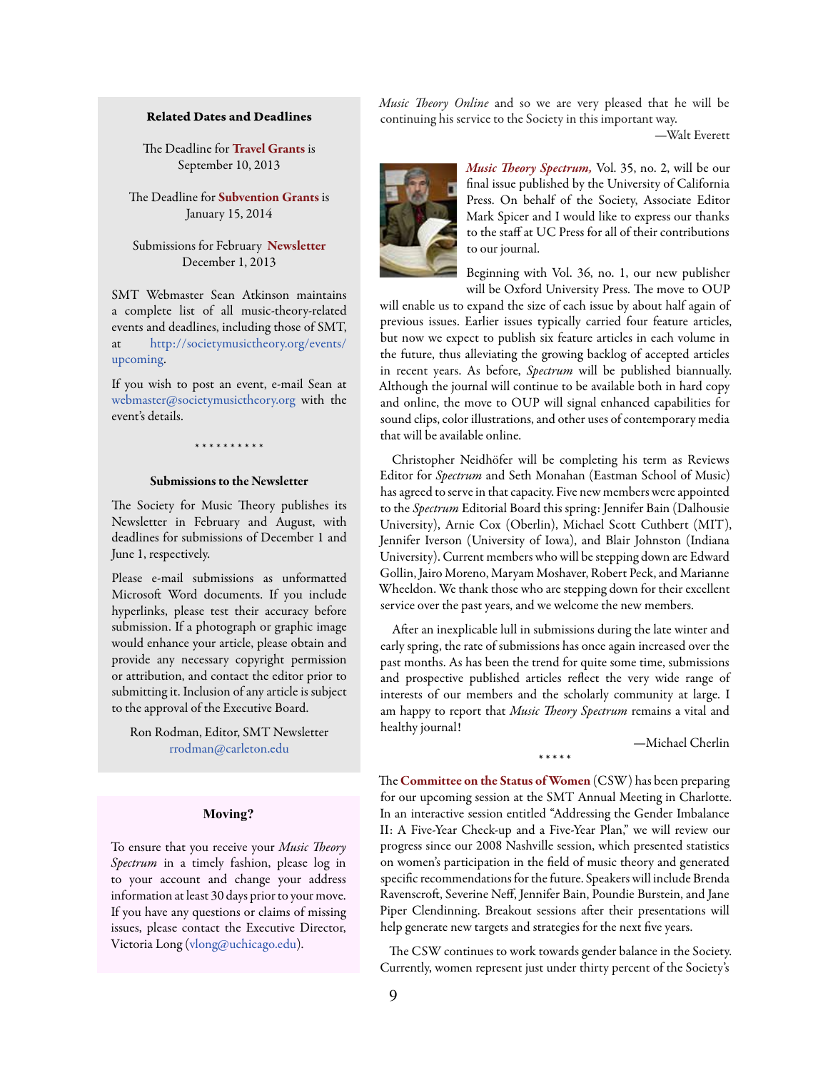### Related Dates and Deadlines

The Deadline for **Travel Grants** is September 10, 2013

The Deadline for **Subvention Grants** is January 15, 2014

Submissions for February **Newsletter** December 1, 2013

SMT Webmaster Sean Atkinson maintains a complete list of all music-theory-related events and deadlines, including those of SMT, at http://societymusictheory.org/events/upcoming.

If you wish to post an event, e-mail Sean at webmaster@societymusictheory.org with the event's details.

\* \* \* \* \* \* \* \* \* \*

### Submissions to the Newsletter

The Society for Music Theory publishes its Newsletter in February and August, with deadlines for submissions of December 1 and June 1, respectively.

Please e-mail submissions as unformatted Microsoft Word documents. If you include hyperlinks, please test their accuracy before submission. If a photograph or graphic image would enhance your article, please obtain and provide any necessary copyright permission or attribution, and contact the editor prior to submitting it. Inclusion of any article is subject to the approval of the Executive Board.

Ron Rodman, Editor, SMT Newsletter
rrodman@carleton.edu

### Moving?

To ensure that you receive your *Music Theory Spectrum* in a timely fashion, please log in to your account and change your address information at least 30 days prior to your move. If you have any questions or claims of missing issues, please contact the Executive Director, Victoria Long (vlong@uchicago.edu).

*Music Theory Online* and so we are very pleased that he will be continuing his service to the Society in this important way.

—Walt Everett

***Music Theory Spectrum,*** Vol. 35, no. 2, will be our final issue published by the University of California Press. On behalf of the Society, Associate Editor Mark Spicer and I would like to express our thanks to the staff at UC Press for all of their contributions to our journal.

Beginning with Vol. 36, no. 1, our new publisher will be Oxford University Press. The move to OUP will enable us to expand the size of each issue by about half again of previous issues. Earlier issues typically carried four feature articles, but now we expect to publish six feature articles in each volume in the future, thus alleviating the growing backlog of accepted articles in recent years. As before, *Spectrum* will be published biannually. Although the journal will continue to be available both in hard copy and online, the move to OUP will signal enhanced capabilities for sound clips, color illustrations, and other uses of contemporary media that will be available online.

Christopher Neidhöfer will be completing his term as Reviews Editor for *Spectrum* and Seth Monahan (Eastman School of Music) has agreed to serve in that capacity. Five new members were appointed to the *Spectrum* Editorial Board this spring: Jennifer Bain (Dalhousie University), Arnie Cox (Oberlin), Michael Scott Cuthbert (MIT), Jennifer Iverson (University of Iowa), and Blair Johnston (Indiana University). Current members who will be stepping down are Edward Gollin, Jairo Moreno, Maryam Moshaver, Robert Peck, and Marianne Wheeldon. We thank those who are stepping down for their excellent service over the past years, and we welcome the new members.

After an inexplicable lull in submissions during the late winter and early spring, the rate of submissions has once again increased over the past months. As has been the trend for quite some time, submissions and prospective published articles reflect the very wide range of interests of our members and the scholarly community at large. I am happy to report that *Music Theory Spectrum* remains a vital and healthy journal!

—Michael Cherlin

\* \* \* \* \*

The **Committee on the Status of Women** (CSW) has been preparing for our upcoming session at the SMT Annual Meeting in Charlotte. In an interactive session entitled "Addressing the Gender Imbalance II: A Five-Year Check-up and a Five-Year Plan," we will review our progress since our 2008 Nashville session, which presented statistics on women's participation in the field of music theory and generated specific recommendations for the future. Speakers will include Brenda Ravenscroft, Severine Neff, Jennifer Bain, Poundie Burstein, and Jane Piper Clendinning. Breakout sessions after their presentations will help generate new targets and strategies for the next five years.

The CSW continues to work towards gender balance in the Society. Currently, women represent just under thirty percent of the Society's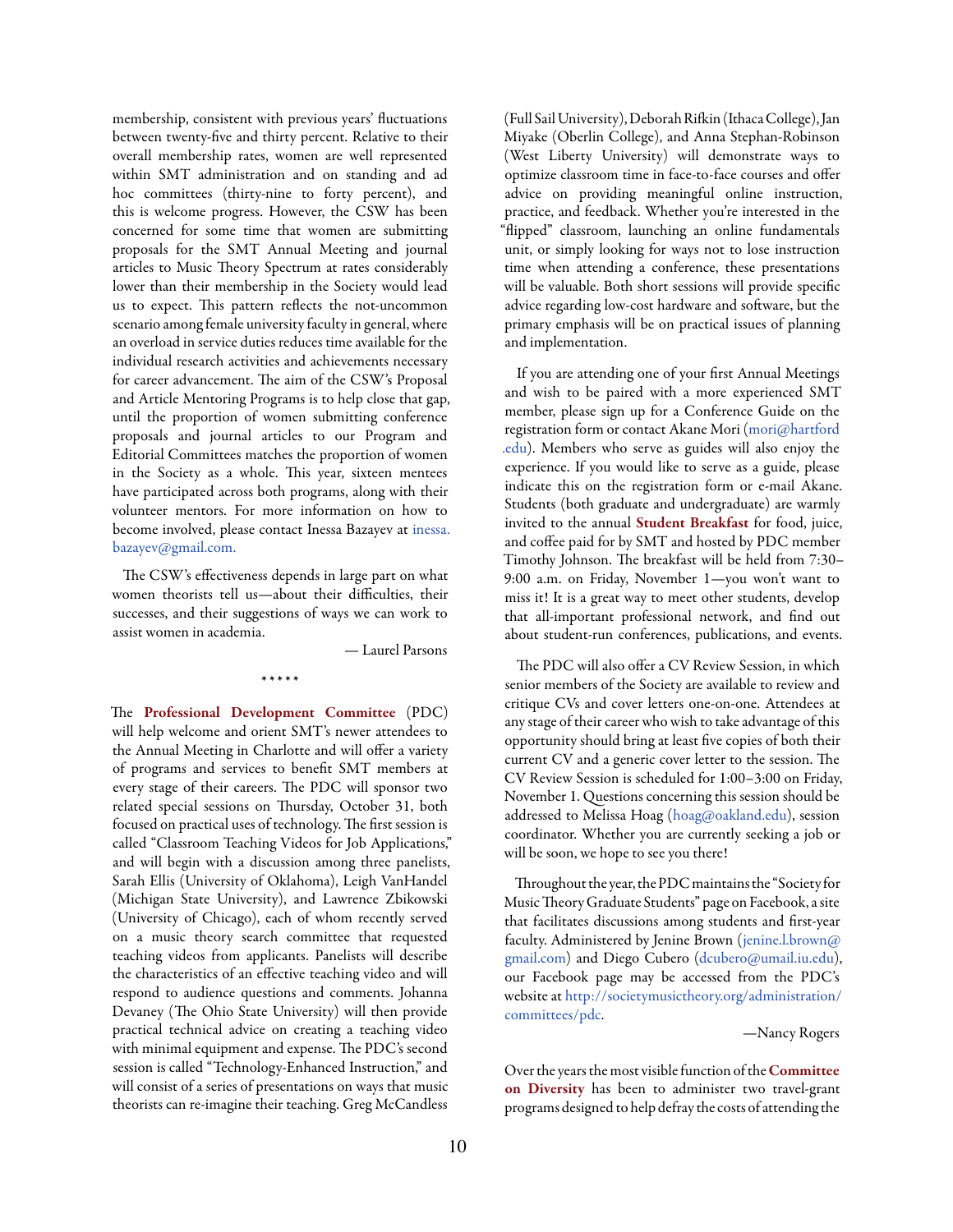membership, consistent with previous years' fluctuations between twenty-five and thirty percent. Relative to their overall membership rates, women are well represented within SMT administration and on standing and ad hoc committees (thirty-nine to forty percent), and this is welcome progress. However, the CSW has been concerned for some time that women are submitting proposals for the SMT Annual Meeting and journal articles to Music Theory Spectrum at rates considerably lower than their membership in the Society would lead us to expect. This pattern reflects the not-uncommon scenario among female university faculty in general, where an overload in service duties reduces time available for the individual research activities and achievements necessary for career advancement. The aim of the CSW's Proposal and Article Mentoring Programs is to help close that gap, until the proportion of women submitting conference proposals and journal articles to our Program and Editorial Committees matches the proportion of women in the Society as a whole. This year, sixteen mentees have participated across both programs, along with their volunteer mentors. For more information on how to become involved, please contact Inessa Bazayev at inessa.bazayev@gmail.com.

The CSW's effectiveness depends in large part on what women theorists tell us—about their difficulties, their successes, and their suggestions of ways we can work to assist women in academia.

— Laurel Parsons

\* \* \* \* \*

The **Professional Development Committee** (PDC) will help welcome and orient SMT's newer attendees to the Annual Meeting in Charlotte and will offer a variety of programs and services to benefit SMT members at every stage of their careers. The PDC will sponsor two related special sessions on Thursday, October 31, both focused on practical uses of technology. The first session is called "Classroom Teaching Videos for Job Applications," and will begin with a discussion among three panelists, Sarah Ellis (University of Oklahoma), Leigh VanHandel (Michigan State University), and Lawrence Zbikowski (University of Chicago), each of whom recently served on a music theory search committee that requested teaching videos from applicants. Panelists will describe the characteristics of an effective teaching video and will respond to audience questions and comments. Johanna Devaney (The Ohio State University) will then provide practical technical advice on creating a teaching video with minimal equipment and expense. The PDC's second session is called "Technology-Enhanced Instruction," and will consist of a series of presentations on ways that music theorists can re-imagine their teaching. Greg McCandless (Full Sail University), Deborah Rifkin (Ithaca College), Jan Miyake (Oberlin College), and Anna Stephan-Robinson (West Liberty University) will demonstrate ways to optimize classroom time in face-to-face courses and offer advice on providing meaningful online instruction, practice, and feedback. Whether you're interested in the "flipped" classroom, launching an online fundamentals unit, or simply looking for ways not to lose instruction time when attending a conference, these presentations will be valuable. Both short sessions will provide specific advice regarding low-cost hardware and software, but the primary emphasis will be on practical issues of planning and implementation.

If you are attending one of your first Annual Meetings and wish to be paired with a more experienced SMT member, please sign up for a Conference Guide on the registration form or contact Akane Mori (mori@hartford.edu). Members who serve as guides will also enjoy the experience. If you would like to serve as a guide, please indicate this on the registration form or e-mail Akane. Students (both graduate and undergraduate) are warmly invited to the annual **Student Breakfast** for food, juice, and coffee paid for by SMT and hosted by PDC member Timothy Johnson. The breakfast will be held from 7:30–9:00 a.m. on Friday, November 1—you won't want to miss it! It is a great way to meet other students, develop that all-important professional network, and find out about student-run conferences, publications, and events.

The PDC will also offer a CV Review Session, in which senior members of the Society are available to review and critique CVs and cover letters one-on-one. Attendees at any stage of their career who wish to take advantage of this opportunity should bring at least five copies of both their current CV and a generic cover letter to the session. The CV Review Session is scheduled for 1:00–3:00 on Friday, November 1. Questions concerning this session should be addressed to Melissa Hoag (hoag@oakland.edu), session coordinator. Whether you are currently seeking a job or will be soon, we hope to see you there!

Throughout the year, the PDC maintains the "Society for Music Theory Graduate Students" page on Facebook, a site that facilitates discussions among students and first-year faculty. Administered by Jenine Brown (jenine.l.brown@gmail.com) and Diego Cubero (dcubero@umail.iu.edu), our Facebook page may be accessed from the PDC's website at http://societymusictheory.org/administration/committees/pdc.

—Nancy Rogers

Over the years the most visible function of the **Committee on Diversity** has been to administer two travel-grant programs designed to help defray the costs of attending the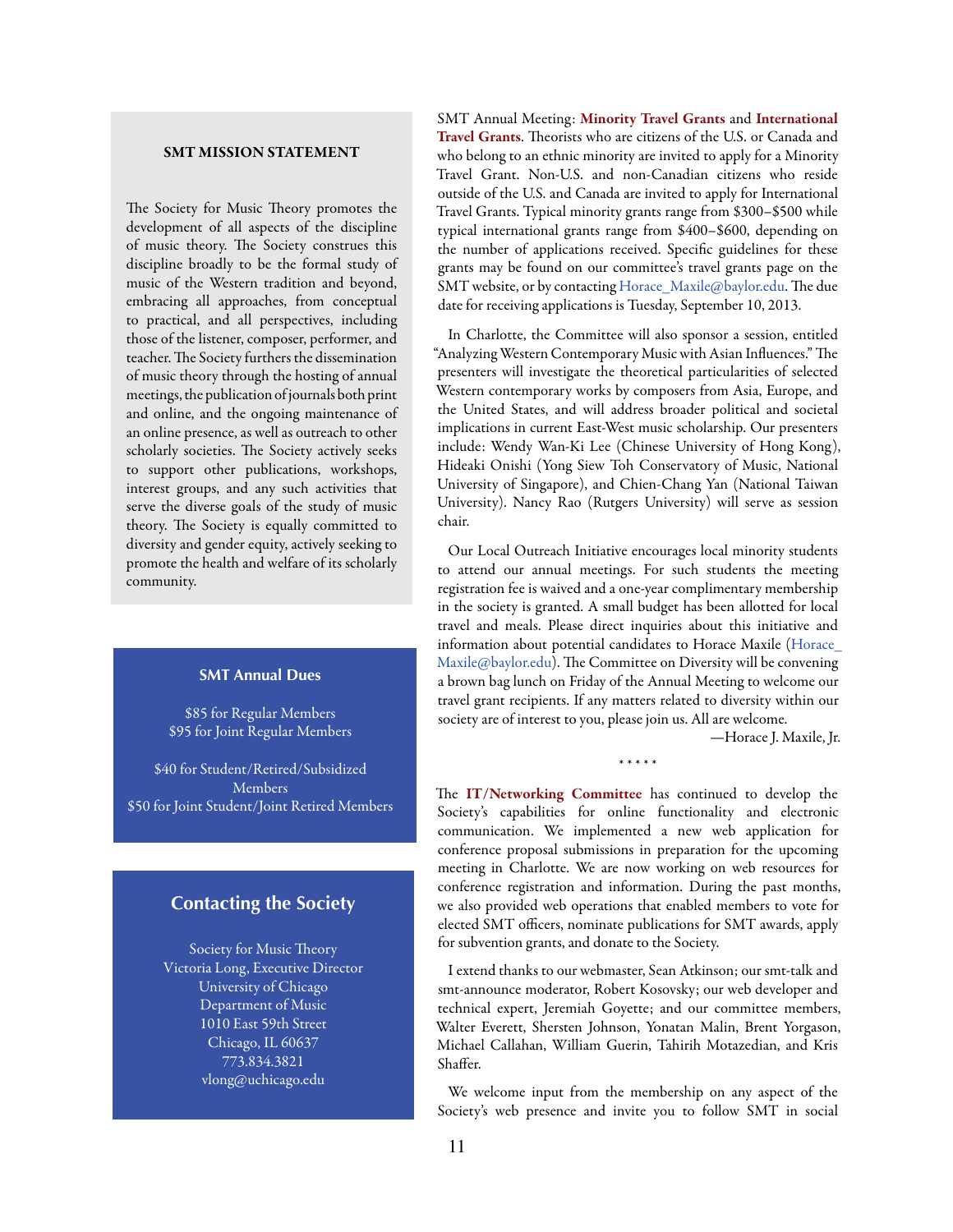### SMT MISSION STATEMENT

The Society for Music Theory promotes the development of all aspects of the discipline of music theory. The Society construes this discipline broadly to be the formal study of music of the Western tradition and beyond, embracing all approaches, from conceptual to practical, and all perspectives, including those of the listener, composer, performer, and teacher. The Society furthers the dissemination of music theory through the hosting of annual meetings, the publication of journals both print and online, and the ongoing maintenance of an online presence, as well as outreach to other scholarly societies. The Society actively seeks to support other publications, workshops, interest groups, and any such activities that serve the diverse goals of the study of music theory. The Society is equally committed to diversity and gender equity, actively seeking to promote the health and welfare of its scholarly community.

### SMT Annual Dues

$85 for Regular Members
$95 for Joint Regular Members

$40 for Student/Retired/Subsidized Members
$50 for Joint Student/Joint Retired Members

### Contacting the Society

Society for Music Theory
Victoria Long, Executive Director
University of Chicago
Department of Music
1010 East 59th Street
Chicago, IL 60637
773.834.3821
vlong@uchicago.edu

SMT Annual Meeting: **Minority Travel Grants** and **International Travel Grants**. Theorists who are citizens of the U.S. or Canada and who belong to an ethnic minority are invited to apply for a Minority Travel Grant. Non-U.S. and non-Canadian citizens who reside outside of the U.S. and Canada are invited to apply for International Travel Grants. Typical minority grants range from $300–$500 while typical international grants range from $400–$600, depending on the number of applications received. Specific guidelines for these grants may be found on our committee's travel grants page on the SMT website, or by contacting Horace_Maxile@baylor.edu. The due date for receiving applications is Tuesday, September 10, 2013.

In Charlotte, the Committee will also sponsor a session, entitled "Analyzing Western Contemporary Music with Asian Influences." The presenters will investigate the theoretical particularities of selected Western contemporary works by composers from Asia, Europe, and the United States, and will address broader political and societal implications in current East-West music scholarship. Our presenters include: Wendy Wan-Ki Lee (Chinese University of Hong Kong), Hideaki Onishi (Yong Siew Toh Conservatory of Music, National University of Singapore), and Chien-Chang Yan (National Taiwan University). Nancy Rao (Rutgers University) will serve as session chair.

Our Local Outreach Initiative encourages local minority students to attend our annual meetings. For such students the meeting registration fee is waived and a one-year complimentary membership in the society is granted. A small budget has been allotted for local travel and meals. Please direct inquiries about this initiative and information about potential candidates to Horace Maxile (Horace_Maxile@baylor.edu). The Committee on Diversity will be convening a brown bag lunch on Friday of the Annual Meeting to welcome our travel grant recipients. If any matters related to diversity within our society are of interest to you, please join us. All are welcome.

—Horace J. Maxile, Jr.

\* \* \* \* \*

The **IT/Networking Committee** has continued to develop the Society's capabilities for online functionality and electronic communication. We implemented a new web application for conference proposal submissions in preparation for the upcoming meeting in Charlotte. We are now working on web resources for conference registration and information. During the past months, we also provided web operations that enabled members to vote for elected SMT officers, nominate publications for SMT awards, apply for subvention grants, and donate to the Society.

I extend thanks to our webmaster, Sean Atkinson; our smt-talk and smt-announce moderator, Robert Kosovsky; our web developer and technical expert, Jeremiah Goyette; and our committee members, Walter Everett, Shersten Johnson, Yonatan Malin, Brent Yorgason, Michael Callahan, William Guerin, Tahirih Motazedian, and Kris Shaffer.

We welcome input from the membership on any aspect of the Society's web presence and invite you to follow SMT in social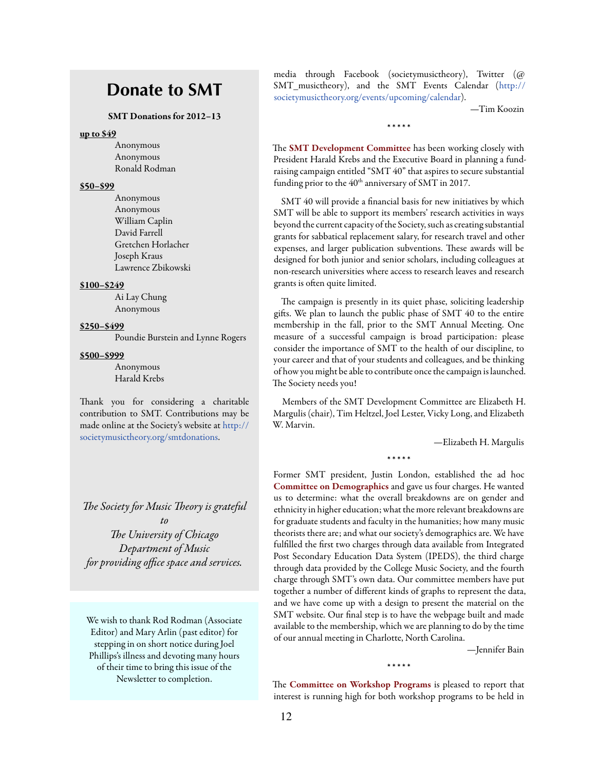# Donate to SMT

**SMT Donations for 2012–13**

**up to $49**

Anonymous
Anonymous
Ronald Rodman

**$50–$99**

Anonymous
Anonymous
William Caplin
David Farrell
Gretchen Horlacher
Joseph Kraus
Lawrence Zbikowski

**$100–$249**

Ai Lay Chung
Anonymous

**$250–$499**

Poundie Burstein and Lynne Rogers

**$500–$999**

Anonymous
Harald Krebs

Thank you for considering a charitable contribution to SMT. Contributions may be made online at the Society's website at http://societymusictheory.org/smtdonations.

*The Society for Music Theory is grateful to The University of Chicago Department of Music for providing office space and services.*

We wish to thank Rod Rodman (Associate Editor) and Mary Arlin (past editor) for stepping in on short notice during Joel Phillips's illness and devoting many hours of their time to bring this issue of the Newsletter to completion.

media through Facebook (societymusictheory), Twitter (@SMT_musictheory), and the SMT Events Calendar (http://societymusictheory.org/events/upcoming/calendar).

—Tim Koozin

\*\*\*\*\*

The **SMT Development Committee** has been working closely with President Harald Krebs and the Executive Board in planning a fund-raising campaign entitled "SMT 40" that aspires to secure substantial funding prior to the 40th anniversary of SMT in 2017.

SMT 40 will provide a financial basis for new initiatives by which SMT will be able to support its members' research activities in ways beyond the current capacity of the Society, such as creating substantial grants for sabbatical replacement salary, for research travel and other expenses, and larger publication subventions. These awards will be designed for both junior and senior scholars, including colleagues at non-research universities where access to research leaves and research grants is often quite limited.

The campaign is presently in its quiet phase, soliciting leadership gifts. We plan to launch the public phase of SMT 40 to the entire membership in the fall, prior to the SMT Annual Meeting. One measure of a successful campaign is broad participation: please consider the importance of SMT to the health of our discipline, to your career and that of your students and colleagues, and be thinking of how you might be able to contribute once the campaign is launched. The Society needs you!

Members of the SMT Development Committee are Elizabeth H. Margulis (chair), Tim Heltzel, Joel Lester, Vicky Long, and Elizabeth W. Marvin.

—Elizabeth H. Margulis

\*\*\*\*\*

Former SMT president, Justin London, established the ad hoc **Committee on Demographics** and gave us four charges. He wanted us to determine: what the overall breakdowns are on gender and ethnicity in higher education; what the more relevant breakdowns are for graduate students and faculty in the humanities; how many music theorists there are; and what our society's demographics are. We have fulfilled the first two charges through data available from Integrated Post Secondary Education Data System (IPEDS), the third charge through data provided by the College Music Society, and the fourth charge through SMT's own data. Our committee members have put together a number of different kinds of graphs to represent the data, and we have come up with a design to present the material on the SMT website. Our final step is to have the webpage built and made available to the membership, which we are planning to do by the time of our annual meeting in Charlotte, North Carolina.

—Jennifer Bain

\*\*\*\*\*

The **Committee on Workshop Programs** is pleased to report that interest is running high for both workshop programs to be held in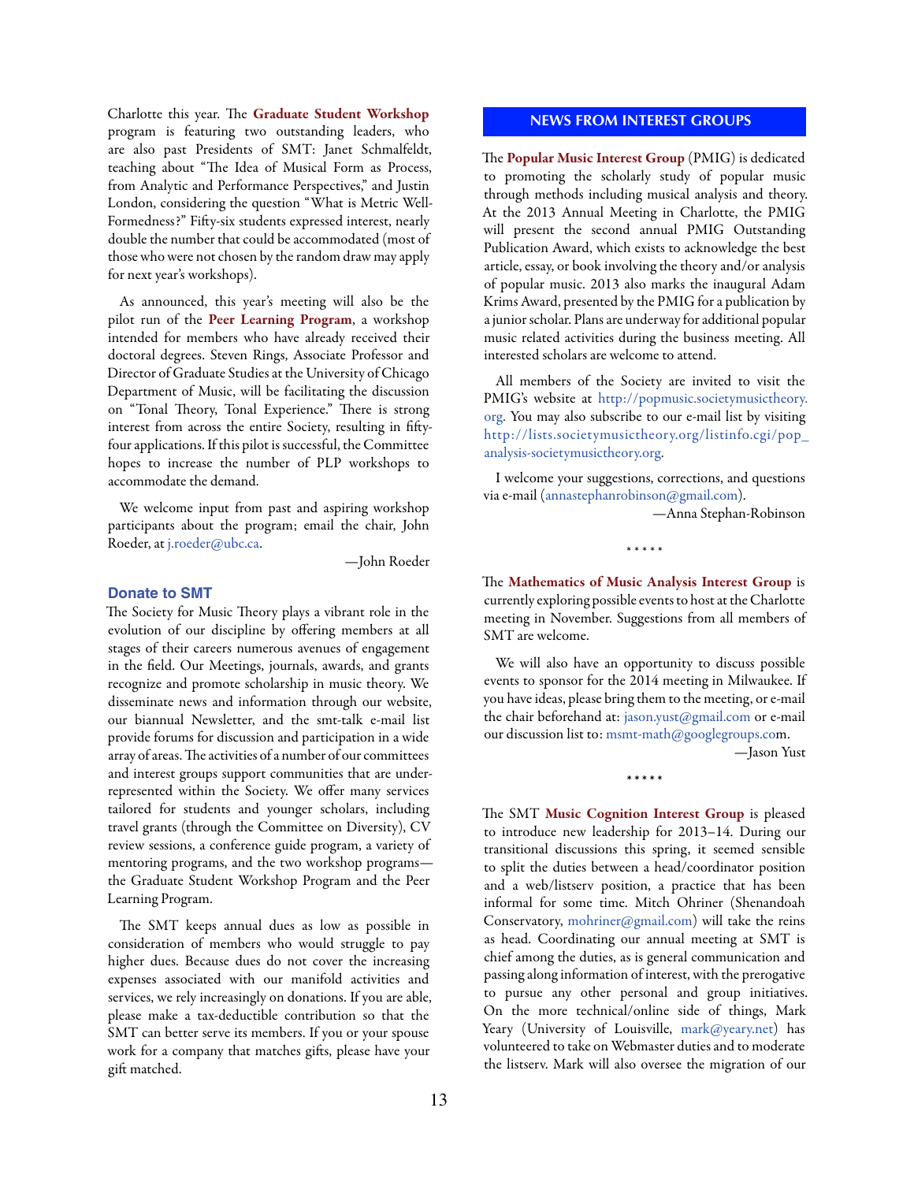Charlotte this year. The **Graduate Student Workshop** program is featuring two outstanding leaders, who are also past Presidents of SMT: Janet Schmalfeldt, teaching about "The Idea of Musical Form as Process, from Analytic and Performance Perspectives," and Justin London, considering the question "What is Metric Well-Formedness?" Fifty-six students expressed interest, nearly double the number that could be accommodated (most of those who were not chosen by the random draw may apply for next year's workshops).

As announced, this year's meeting will also be the pilot run of the **Peer Learning Program**, a workshop intended for members who have already received their doctoral degrees. Steven Rings, Associate Professor and Director of Graduate Studies at the University of Chicago Department of Music, will be facilitating the discussion on "Tonal Theory, Tonal Experience." There is strong interest from across the entire Society, resulting in fifty-four applications. If this pilot is successful, the Committee hopes to increase the number of PLP workshops to accommodate the demand.

We welcome input from past and aspiring workshop participants about the program; email the chair, John Roeder, at j.roeder@ubc.ca.

—John Roeder

### Donate to SMT

The Society for Music Theory plays a vibrant role in the evolution of our discipline by offering members at all stages of their careers numerous avenues of engagement in the field. Our Meetings, journals, awards, and grants recognize and promote scholarship in music theory. We disseminate news and information through our website, our biannual Newsletter, and the smt-talk e-mail list provide forums for discussion and participation in a wide array of areas. The activities of a number of our committees and interest groups support communities that are under-represented within the Society. We offer many services tailored for students and younger scholars, including travel grants (through the Committee on Diversity), CV review sessions, a conference guide program, a variety of mentoring programs, and the two workshop programs—the Graduate Student Workshop Program and the Peer Learning Program.

The SMT keeps annual dues as low as possible in consideration of members who would struggle to pay higher dues. Because dues do not cover the increasing expenses associated with our manifold activities and services, we rely increasingly on donations. If you are able, please make a tax-deductible contribution so that the SMT can better serve its members. If you or your spouse work for a company that matches gifts, please have your gift matched.

## NEWS FROM INTEREST GROUPS

The **Popular Music Interest Group** (PMIG) is dedicated to promoting the scholarly study of popular music through methods including musical analysis and theory. At the 2013 Annual Meeting in Charlotte, the PMIG will present the second annual PMIG Outstanding Publication Award, which exists to acknowledge the best article, essay, or book involving the theory and/or analysis of popular music. 2013 also marks the inaugural Adam Krims Award, presented by the PMIG for a publication by a junior scholar. Plans are underway for additional popular music related activities during the business meeting. All interested scholars are welcome to attend.

All members of the Society are invited to visit the PMIG's website at http://popmusic.societymusictheory.org. You may also subscribe to our e-mail list by visiting http://lists.societymusictheory.org/listinfo.cgi/pop_analysis-societymusictheory.org.

I welcome your suggestions, corrections, and questions via e-mail (annastephanrobinson@gmail.com).

—Anna Stephan-Robinson

\* \* \* \* \*

The **Mathematics of Music Analysis Interest Group** is currently exploring possible events to host at the Charlotte meeting in November. Suggestions from all members of SMT are welcome.

We will also have an opportunity to discuss possible events to sponsor for the 2014 meeting in Milwaukee. If you have ideas, please bring them to the meeting, or e-mail the chair beforehand at: jason.yust@gmail.com or e-mail our discussion list to: msmt-math@googlegroups.com.

—Jason Yust

\* \* \* \* \*

The SMT **Music Cognition Interest Group** is pleased to introduce new leadership for 2013–14. During our transitional discussions this spring, it seemed sensible to split the duties between a head/coordinator position and a web/listserv position, a practice that has been informal for some time. Mitch Ohriner (Shenandoah Conservatory, mohriner@gmail.com) will take the reins as head. Coordinating our annual meeting at SMT is chief among the duties, as is general communication and passing along information of interest, with the prerogative to pursue any other personal and group initiatives. On the more technical/online side of things, Mark Yeary (University of Louisville, mark@yeary.net) has volunteered to take on Webmaster duties and to moderate the listserv. Mark will also oversee the migration of our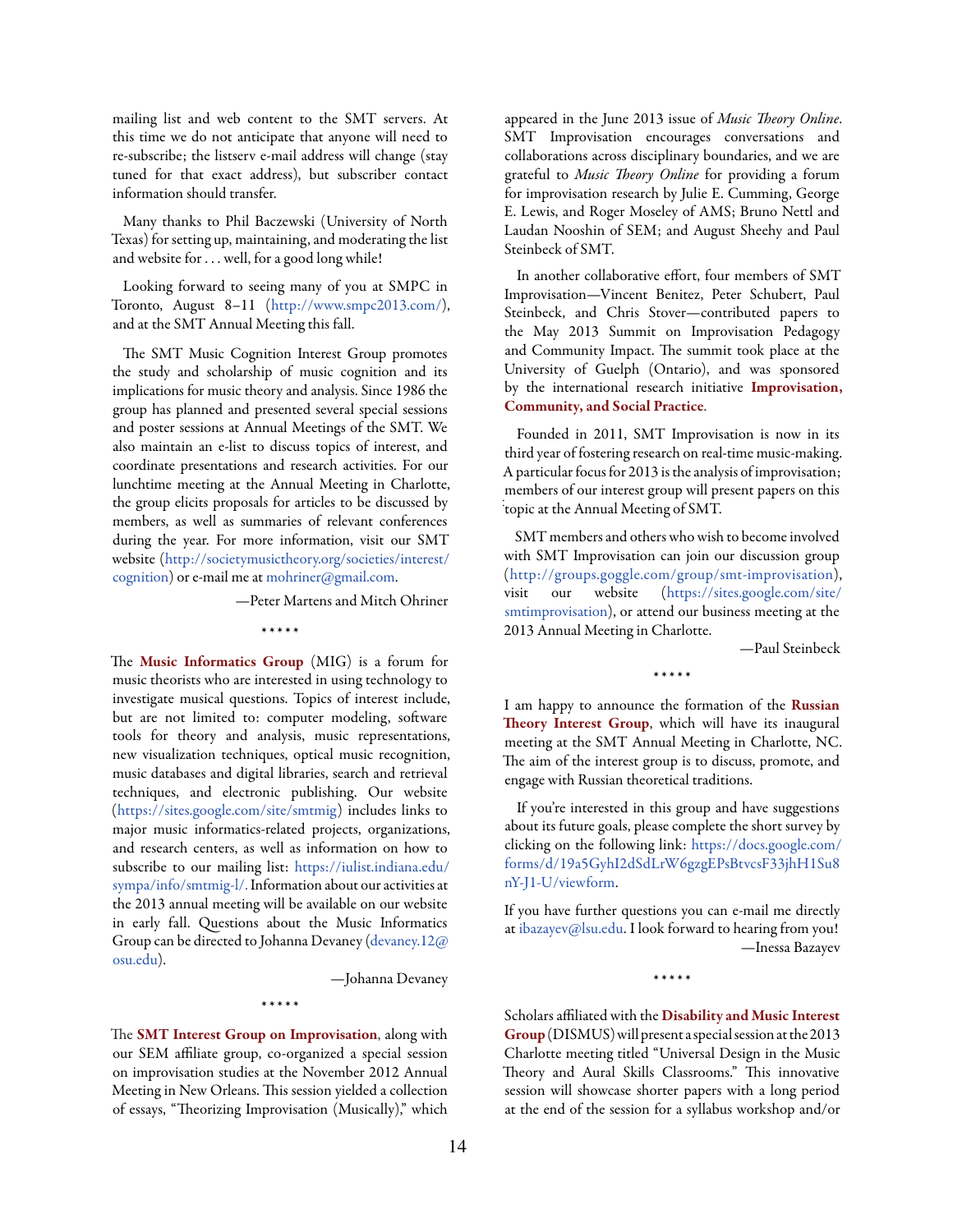mailing list and web content to the SMT servers. At this time we do not anticipate that anyone will need to re-subscribe; the listserv e-mail address will change (stay tuned for that exact address), but subscriber contact information should transfer.

Many thanks to Phil Baczewski (University of North Texas) for setting up, maintaining, and moderating the list and website for . . . well, for a good long while!

Looking forward to seeing many of you at SMPC in Toronto, August 8–11 (http://www.smpc2013.com/), and at the SMT Annual Meeting this fall.

The SMT Music Cognition Interest Group promotes the study and scholarship of music cognition and its implications for music theory and analysis. Since 1986 the group has planned and presented several special sessions and poster sessions at Annual Meetings of the SMT. We also maintain an e-list to discuss topics of interest, and coordinate presentations and research activities. For our lunchtime meeting at the Annual Meeting in Charlotte, the group elicits proposals for articles to be discussed by members, as well as summaries of relevant conferences during the year. For more information, visit our SMT website (http://societymusictheory.org/societies/interest/cognition) or e-mail me at mohriner@gmail.com.

—Peter Martens and Mitch Ohriner

\* \* \* \* \*

The **Music Informatics Group** (MIG) is a forum for music theorists who are interested in using technology to investigate musical questions. Topics of interest include, but are not limited to: computer modeling, software tools for theory and analysis, music representations, new visualization techniques, optical music recognition, music databases and digital libraries, search and retrieval techniques, and electronic publishing. Our website (https://sites.google.com/site/smtmig) includes links to major music informatics-related projects, organizations, and research centers, as well as information on how to subscribe to our mailing list: https://iulist.indiana.edu/sympa/info/smtmig-l/. Information about our activities at the 2013 annual meeting will be available on our website in early fall. Questions about the Music Informatics Group can be directed to Johanna Devaney (devaney.12@osu.edu).

—Johanna Devaney

\* \* \* \* \*

The **SMT Interest Group on Improvisation**, along with our SEM affiliate group, co-organized a special session on improvisation studies at the November 2012 Annual Meeting in New Orleans. This session yielded a collection of essays, "Theorizing Improvisation (Musically)," which appeared in the June 2013 issue of *Music Theory Online*. SMT Improvisation encourages conversations and collaborations across disciplinary boundaries, and we are grateful to *Music Theory Online* for providing a forum for improvisation research by Julie E. Cumming, George E. Lewis, and Roger Moseley of AMS; Bruno Nettl and Laudan Nooshin of SEM; and August Sheehy and Paul Steinbeck of SMT.

In another collaborative effort, four members of SMT Improvisation—Vincent Benitez, Peter Schubert, Paul Steinbeck, and Chris Stover—contributed papers to the May 2013 Summit on Improvisation Pedagogy and Community Impact. The summit took place at the University of Guelph (Ontario), and was sponsored by the international research initiative **Improvisation, Community, and Social Practice**.

Founded in 2011, SMT Improvisation is now in its third year of fostering research on real-time music-making. A particular focus for 2013 is the analysis of improvisation; members of our interest group will present papers on this topic at the Annual Meeting of SMT.

SMT members and others who wish to become involved with SMT Improvisation can join our discussion group (http://groups.goggle.com/group/smt-improvisation), visit our website (https://sites.google.com/site/smtimprovisation), or attend our business meeting at the 2013 Annual Meeting in Charlotte.

—Paul Steinbeck

\* \* \* \* \*

I am happy to announce the formation of the **Russian Theory Interest Group**, which will have its inaugural meeting at the SMT Annual Meeting in Charlotte, NC. The aim of the interest group is to discuss, promote, and engage with Russian theoretical traditions.

If you're interested in this group and have suggestions about its future goals, please complete the short survey by clicking on the following link: https://docs.google.com/forms/d/19a5GyhI2dSdLrW6gzgEPsBtvcsF33jhH1Su8nY-J1-U/viewform.

If you have further questions you can e-mail me directly at ibazayev@lsu.edu. I look forward to hearing from you!

—Inessa Bazayev

\* \* \* \* \*

Scholars affiliated with the **Disability and Music Interest Group** (DISMUS) will present a special session at the 2013 Charlotte meeting titled "Universal Design in the Music Theory and Aural Skills Classrooms." This innovative session will showcase shorter papers with a long period at the end of the session for a syllabus workshop and/or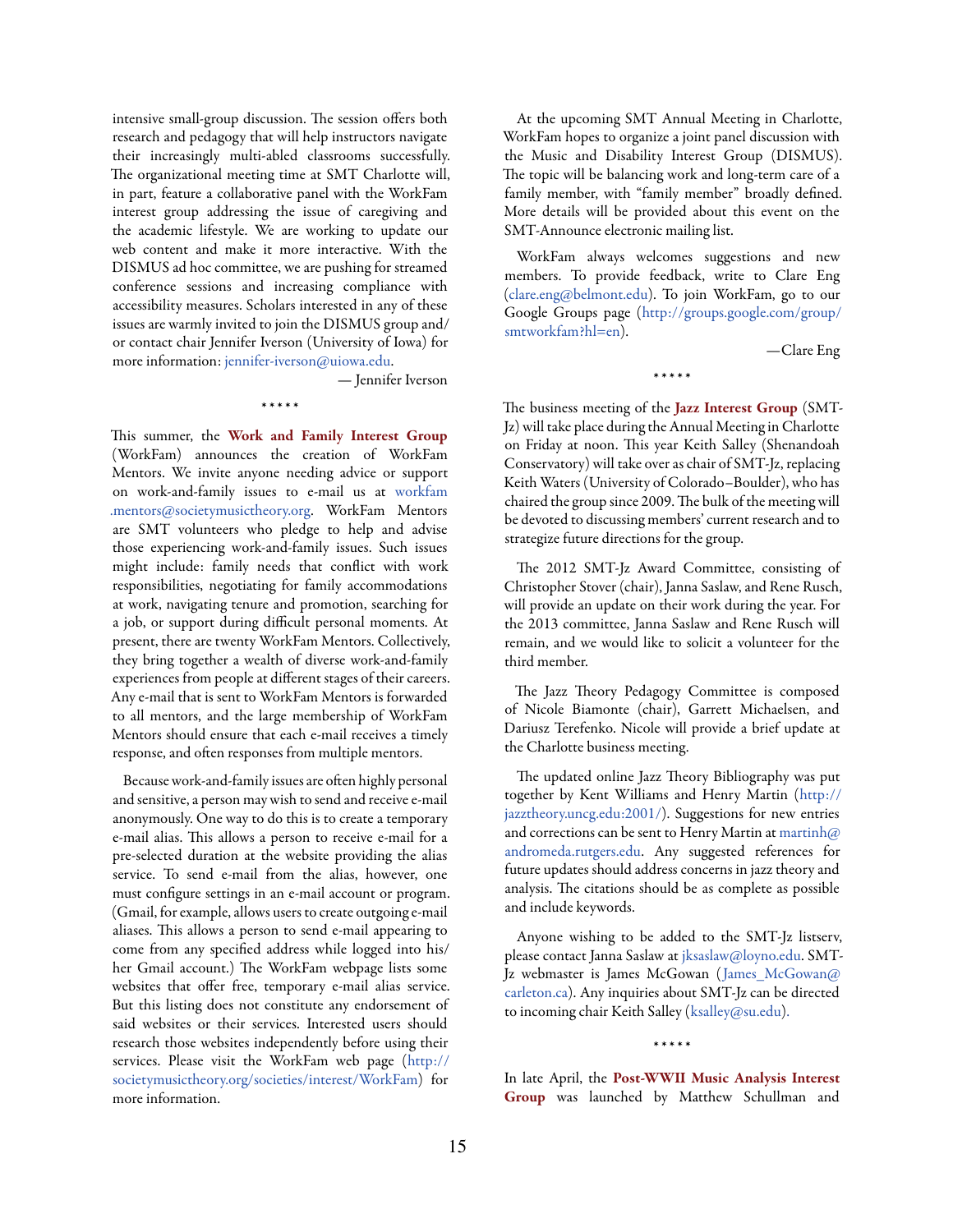intensive small-group discussion. The session offers both research and pedagogy that will help instructors navigate their increasingly multi-abled classrooms successfully. The organizational meeting time at SMT Charlotte will, in part, feature a collaborative panel with the WorkFam interest group addressing the issue of caregiving and the academic lifestyle. We are working to update our web content and make it more interactive. With the DISMUS ad hoc committee, we are pushing for streamed conference sessions and increasing compliance with accessibility measures. Scholars interested in any of these issues are warmly invited to join the DISMUS group and/or contact chair Jennifer Iverson (University of Iowa) for more information: jennifer-iverson@uiowa.edu.

— Jennifer Iverson

\* \* \* \* \*

This summer, the **Work and Family Interest Group** (WorkFam) announces the creation of WorkFam Mentors. We invite anyone needing advice or support on work-and-family issues to e-mail us at workfam.mentors@societymusictheory.org. WorkFam Mentors are SMT volunteers who pledge to help and advise those experiencing work-and-family issues. Such issues might include: family needs that conflict with work responsibilities, negotiating for family accommodations at work, navigating tenure and promotion, searching for a job, or support during difficult personal moments. At present, there are twenty WorkFam Mentors. Collectively, they bring together a wealth of diverse work-and-family experiences from people at different stages of their careers. Any e-mail that is sent to WorkFam Mentors is forwarded to all mentors, and the large membership of WorkFam Mentors should ensure that each e-mail receives a timely response, and often responses from multiple mentors.

Because work-and-family issues are often highly personal and sensitive, a person may wish to send and receive e-mail anonymously. One way to do this is to create a temporary e-mail alias. This allows a person to receive e-mail for a pre-selected duration at the website providing the alias service. To send e-mail from the alias, however, one must configure settings in an e-mail account or program. (Gmail, for example, allows users to create outgoing e-mail aliases. This allows a person to send e-mail appearing to come from any specified address while logged into his/her Gmail account.) The WorkFam webpage lists some websites that offer free, temporary e-mail alias service. But this listing does not constitute any endorsement of said websites or their services. Interested users should research those websites independently before using their services. Please visit the WorkFam web page (http://societymusictheory.org/societies/interest/WorkFam) for more information.

At the upcoming SMT Annual Meeting in Charlotte, WorkFam hopes to organize a joint panel discussion with the Music and Disability Interest Group (DISMUS). The topic will be balancing work and long-term care of a family member, with "family member" broadly defined. More details will be provided about this event on the SMT-Announce electronic mailing list.

WorkFam always welcomes suggestions and new members. To provide feedback, write to Clare Eng (clare.eng@belmont.edu). To join WorkFam, go to our Google Groups page (http://groups.google.com/group/smtworkfam?hl=en).

—Clare Eng

\* \* \* \* \*

The business meeting of the **Jazz Interest Group** (SMT-Jz) will take place during the Annual Meeting in Charlotte on Friday at noon. This year Keith Salley (Shenandoah Conservatory) will take over as chair of SMT-Jz, replacing Keith Waters (University of Colorado–Boulder), who has chaired the group since 2009. The bulk of the meeting will be devoted to discussing members' current research and to strategize future directions for the group.

The 2012 SMT-Jz Award Committee, consisting of Christopher Stover (chair), Janna Saslaw, and Rene Rusch, will provide an update on their work during the year. For the 2013 committee, Janna Saslaw and Rene Rusch will remain, and we would like to solicit a volunteer for the third member.

The Jazz Theory Pedagogy Committee is composed of Nicole Biamonte (chair), Garrett Michaelsen, and Dariusz Terefenko. Nicole will provide a brief update at the Charlotte business meeting.

The updated online Jazz Theory Bibliography was put together by Kent Williams and Henry Martin (http://jazztheory.uncg.edu:2001/). Suggestions for new entries and corrections can be sent to Henry Martin at martinh@andromeda.rutgers.edu. Any suggested references for future updates should address concerns in jazz theory and analysis. The citations should be as complete as possible and include keywords.

Anyone wishing to be added to the SMT-Jz listserv, please contact Janna Saslaw at jksaslaw@loyno.edu. SMT-Jz webmaster is James McGowan (James_McGowan@carleton.ca). Any inquiries about SMT-Jz can be directed to incoming chair Keith Salley (ksalley@su.edu).

\* \* \* \* \*

In late April, the **Post-WWII Music Analysis Interest Group** was launched by Matthew Schullman and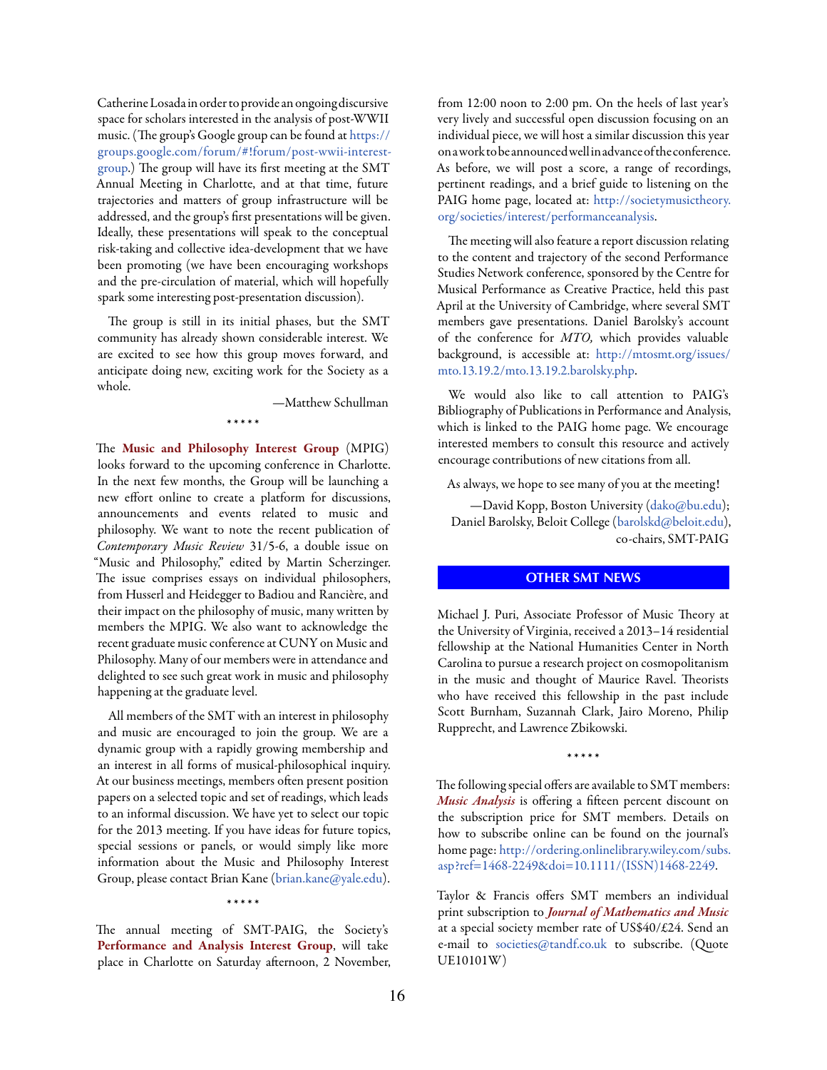Catherine Losada in order to provide an ongoing discursive space for scholars interested in the analysis of post-WWII music. (The group's Google group can be found at https://groups.google.com/forum/#!forum/post-wwii-interest-group.) The group will have its first meeting at the SMT Annual Meeting in Charlotte, and at that time, future trajectories and matters of group infrastructure will be addressed, and the group's first presentations will be given. Ideally, these presentations will speak to the conceptual risk-taking and collective idea-development that we have been promoting (we have been encouraging workshops and the pre-circulation of material, which will hopefully spark some interesting post-presentation discussion).

The group is still in its initial phases, but the SMT community has already shown considerable interest. We are excited to see how this group moves forward, and anticipate doing new, exciting work for the Society as a whole.

—Matthew Schullman

\* \* \* \* \*

The **Music and Philosophy Interest Group** (MPIG) looks forward to the upcoming conference in Charlotte. In the next few months, the Group will be launching a new effort online to create a platform for discussions, announcements and events related to music and philosophy. We want to note the recent publication of *Contemporary Music Review* 31/5-6, a double issue on "Music and Philosophy," edited by Martin Scherzinger. The issue comprises essays on individual philosophers, from Husserl and Heidegger to Badiou and Rancière, and their impact on the philosophy of music, many written by members the MPIG. We also want to acknowledge the recent graduate music conference at CUNY on Music and Philosophy. Many of our members were in attendance and delighted to see such great work in music and philosophy happening at the graduate level.

All members of the SMT with an interest in philosophy and music are encouraged to join the group. We are a dynamic group with a rapidly growing membership and an interest in all forms of musical-philosophical inquiry. At our business meetings, members often present position papers on a selected topic and set of readings, which leads to an informal discussion. We have yet to select our topic for the 2013 meeting. If you have ideas for future topics, special sessions or panels, or would simply like more information about the Music and Philosophy Interest Group, please contact Brian Kane (brian.kane@yale.edu).

\* \* \* \* \*

The annual meeting of SMT-PAIG, the Society's **Performance and Analysis Interest Group**, will take place in Charlotte on Saturday afternoon, 2 November, from 12:00 noon to 2:00 pm. On the heels of last year's very lively and successful open discussion focusing on an individual piece, we will host a similar discussion this year on a work to be announced well in advance of the conference. As before, we will post a score, a range of recordings, pertinent readings, and a brief guide to listening on the PAIG home page, located at: http://societymusictheory.org/societies/interest/performanceanalysis.

The meeting will also feature a report discussion relating to the content and trajectory of the second Performance Studies Network conference, sponsored by the Centre for Musical Performance as Creative Practice, held this past April at the University of Cambridge, where several SMT members gave presentations. Daniel Barolsky's account of the conference for *MTO,* which provides valuable background, is accessible at: http://mtosmt.org/issues/mto.13.19.2/mto.13.19.2.barolsky.php.

We would also like to call attention to PAIG's Bibliography of Publications in Performance and Analysis, which is linked to the PAIG home page. We encourage interested members to consult this resource and actively encourage contributions of new citations from all.

As always, we hope to see many of you at the meeting!

—David Kopp, Boston University (dako@bu.edu);
Daniel Barolsky, Beloit College (barolskd@beloit.edu),
co-chairs, SMT-PAIG

## OTHER SMT NEWS

Michael J. Puri, Associate Professor of Music Theory at the University of Virginia, received a 2013–14 residential fellowship at the National Humanities Center in North Carolina to pursue a research project on cosmopolitanism in the music and thought of Maurice Ravel. Theorists who have received this fellowship in the past include Scott Burnham, Suzannah Clark, Jairo Moreno, Philip Rupprecht, and Lawrence Zbikowski.

\* \* \* \* \*

The following special offers are available to SMT members: ***Music Analysis*** is offering a fifteen percent discount on the subscription price for SMT members. Details on how to subscribe online can be found on the journal's home page: http://ordering.onlinelibrary.wiley.com/subs.asp?ref=1468-2249&doi=10.1111/(ISSN)1468-2249.

Taylor & Francis offers SMT members an individual print subscription to ***Journal of Mathematics and Music*** at a special society member rate of US$40/£24. Send an e-mail to societies@tandf.co.uk to subscribe. (Quote UE10101W)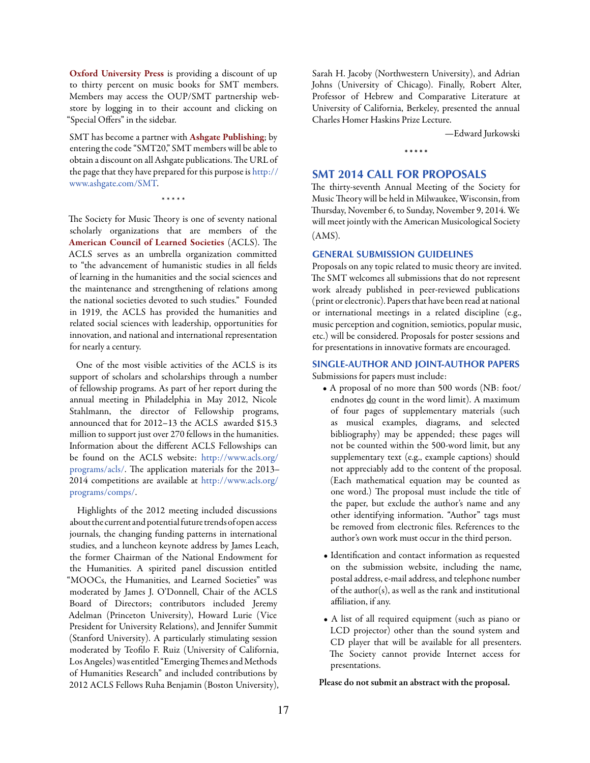**Oxford University Press** is providing a discount of up to thirty percent on music books for SMT members. Members may access the OUP/SMT partnership webstore by logging in to their account and clicking on "Special Offers" in the sidebar.

SMT has become a partner with **Ashgate Publishing**; by entering the code "SMT20," SMT members will be able to obtain a discount on all Ashgate publications. The URL of the page that they have prepared for this purpose is http://www.ashgate.com/SMT.

\* \* \* \* \*

The Society for Music Theory is one of seventy national scholarly organizations that are members of the **American Council of Learned Societies** (ACLS). The ACLS serves as an umbrella organization committed to "the advancement of humanistic studies in all fields of learning in the humanities and the social sciences and the maintenance and strengthening of relations among the national societies devoted to such studies." Founded in 1919, the ACLS has provided the humanities and related social sciences with leadership, opportunities for innovation, and national and international representation for nearly a century.

One of the most visible activities of the ACLS is its support of scholars and scholarships through a number of fellowship programs. As part of her report during the annual meeting in Philadelphia in May 2012, Nicole Stahlmann, the director of Fellowship programs, announced that for 2012–13 the ACLS awarded $15.3 million to support just over 270 fellows in the humanities. Information about the different ACLS Fellowships can be found on the ACLS website: http://www.acls.org/programs/acls/. The application materials for the 2013–2014 competitions are available at http://www.acls.org/programs/comps/.

Highlights of the 2012 meeting included discussions about the current and potential future trends of open access journals, the changing funding patterns in international studies, and a luncheon keynote address by James Leach, the former Chairman of the National Endowment for the Humanities. A spirited panel discussion entitled "MOOCs, the Humanities, and Learned Societies" was moderated by James J. O'Donnell, Chair of the ACLS Board of Directors; contributors included Jeremy Adelman (Princeton University), Howard Lurie (Vice President for University Relations), and Jennifer Summit (Stanford University). A particularly stimulating session moderated by Teofilo F. Ruiz (University of California, Los Angeles) was entitled "Emerging Themes and Methods of Humanities Research" and included contributions by 2012 ACLS Fellows Ruha Benjamin (Boston University), Sarah H. Jacoby (Northwestern University), and Adrian Johns (University of Chicago). Finally, Robert Alter, Professor of Hebrew and Comparative Literature at University of California, Berkeley, presented the annual Charles Homer Haskins Prize Lecture.

—Edward Jurkowski

\* \* \* \* \*

## SMT 2014 CALL FOR PROPOSALS

The thirty-seventh Annual Meeting of the Society for Music Theory will be held in Milwaukee, Wisconsin, from Thursday, November 6, to Sunday, November 9, 2014. We will meet jointly with the American Musicological Society (AMS).

### GENERAL SUBMISSION GUIDELINES

Proposals on any topic related to music theory are invited. The SMT welcomes all submissions that do not represent work already published in peer-reviewed publications (print or electronic). Papers that have been read at national or international meetings in a related discipline (e.g., music perception and cognition, semiotics, popular music, etc.) will be considered. Proposals for poster sessions and for presentations in innovative formats are encouraged.

### SINGLE-AUTHOR AND JOINT-AUTHOR PAPERS

Submissions for papers must include:

- A proposal of no more than 500 words (NB: foot/endnotes do count in the word limit). A maximum of four pages of supplementary materials (such as musical examples, diagrams, and selected bibliography) may be appended; these pages will not be counted within the 500-word limit, but any supplementary text (e.g., example captions) should not appreciably add to the content of the proposal. (Each mathematical equation may be counted as one word.) The proposal must include the title of the paper, but exclude the author's name and any other identifying information. "Author" tags must be removed from electronic files. References to the author's own work must occur in the third person.

- Identification and contact information as requested on the submission website, including the name, postal address, e-mail address, and telephone number of the author(s), as well as the rank and institutional affiliation, if any.

- A list of all required equipment (such as piano or LCD projector) other than the sound system and CD player that will be available for all presenters. The Society cannot provide Internet access for presentations.

**Please do not submit an abstract with the proposal.**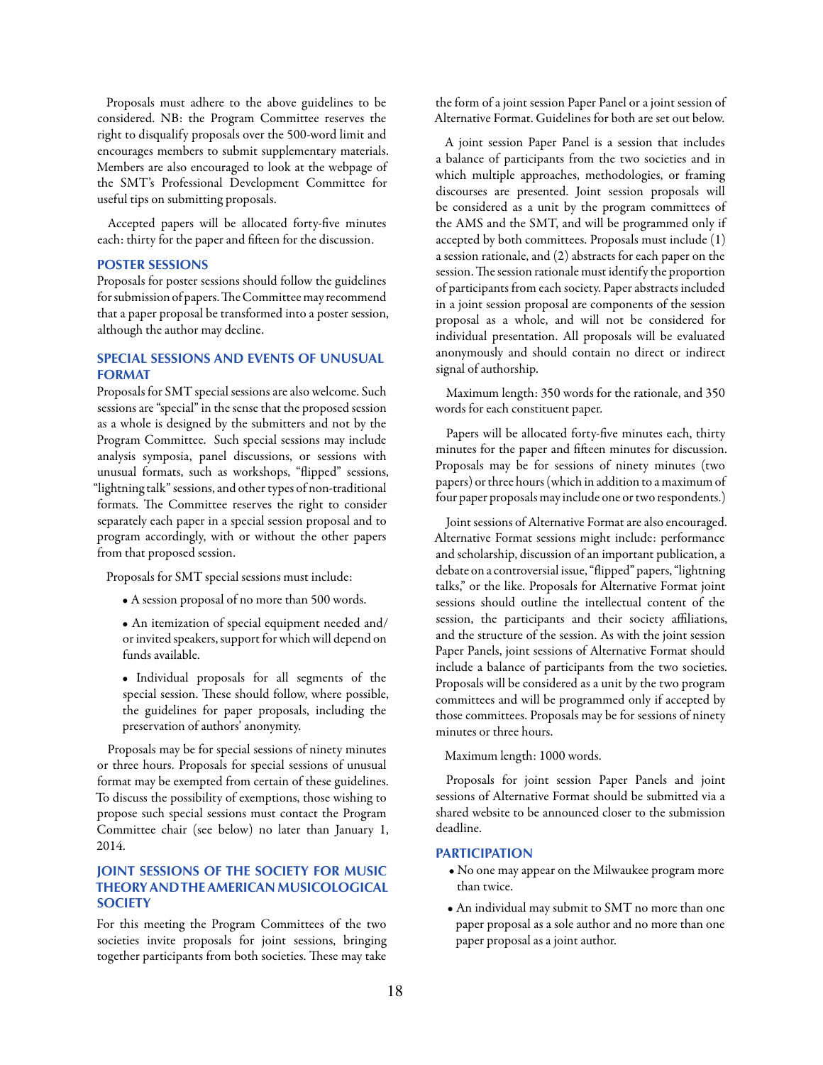Proposals must adhere to the above guidelines to be considered. NB: the Program Committee reserves the right to disqualify proposals over the 500-word limit and encourages members to submit supplementary materials. Members are also encouraged to look at the webpage of the SMT's Professional Development Committee for useful tips on submitting proposals.

Accepted papers will be allocated forty-five minutes each: thirty for the paper and fifteen for the discussion.

### POSTER SESSIONS

Proposals for poster sessions should follow the guidelines for submission of papers. The Committee may recommend that a paper proposal be transformed into a poster session, although the author may decline.

### SPECIAL SESSIONS AND EVENTS OF UNUSUAL FORMAT

Proposals for SMT special sessions are also welcome. Such sessions are "special" in the sense that the proposed session as a whole is designed by the submitters and not by the Program Committee. Such special sessions may include analysis symposia, panel discussions, or sessions with unusual formats, such as workshops, "flipped" sessions, "lightning talk" sessions, and other types of non-traditional formats. The Committee reserves the right to consider separately each paper in a special session proposal and to program accordingly, with or without the other papers from that proposed session.

Proposals for SMT special sessions must include:

- A session proposal of no more than 500 words.
- An itemization of special equipment needed and/or invited speakers, support for which will depend on funds available.
- Individual proposals for all segments of the special session. These should follow, where possible, the guidelines for paper proposals, including the preservation of authors' anonymity.

Proposals may be for special sessions of ninety minutes or three hours. Proposals for special sessions of unusual format may be exempted from certain of these guidelines. To discuss the possibility of exemptions, those wishing to propose such special sessions must contact the Program Committee chair (see below) no later than January 1, 2014.

### JOINT SESSIONS OF THE SOCIETY FOR MUSIC THEORY AND THE AMERICAN MUSICOLOGICAL SOCIETY

For this meeting the Program Committees of the two societies invite proposals for joint sessions, bringing together participants from both societies. These may take the form of a joint session Paper Panel or a joint session of Alternative Format. Guidelines for both are set out below.

A joint session Paper Panel is a session that includes a balance of participants from the two societies and in which multiple approaches, methodologies, or framing discourses are presented. Joint session proposals will be considered as a unit by the program committees of the AMS and the SMT, and will be programmed only if accepted by both committees. Proposals must include (1) a session rationale, and (2) abstracts for each paper on the session. The session rationale must identify the proportion of participants from each society. Paper abstracts included in a joint session proposal are components of the session proposal as a whole, and will not be considered for individual presentation. All proposals will be evaluated anonymously and should contain no direct or indirect signal of authorship.

Maximum length: 350 words for the rationale, and 350 words for each constituent paper.

Papers will be allocated forty-five minutes each, thirty minutes for the paper and fifteen minutes for discussion. Proposals may be for sessions of ninety minutes (two papers) or three hours (which in addition to a maximum of four paper proposals may include one or two respondents.)

Joint sessions of Alternative Format are also encouraged. Alternative Format sessions might include: performance and scholarship, discussion of an important publication, a debate on a controversial issue, "flipped" papers, "lightning talks," or the like. Proposals for Alternative Format joint sessions should outline the intellectual content of the session, the participants and their society affiliations, and the structure of the session. As with the joint session Paper Panels, joint sessions of Alternative Format should include a balance of participants from the two societies. Proposals will be considered as a unit by the two program committees and will be programmed only if accepted by those committees. Proposals may be for sessions of ninety minutes or three hours.

Maximum length: 1000 words.

Proposals for joint session Paper Panels and joint sessions of Alternative Format should be submitted via a shared website to be announced closer to the submission deadline.

### PARTICIPATION

- No one may appear on the Milwaukee program more than twice.
- An individual may submit to SMT no more than one paper proposal as a sole author and no more than one paper proposal as a joint author.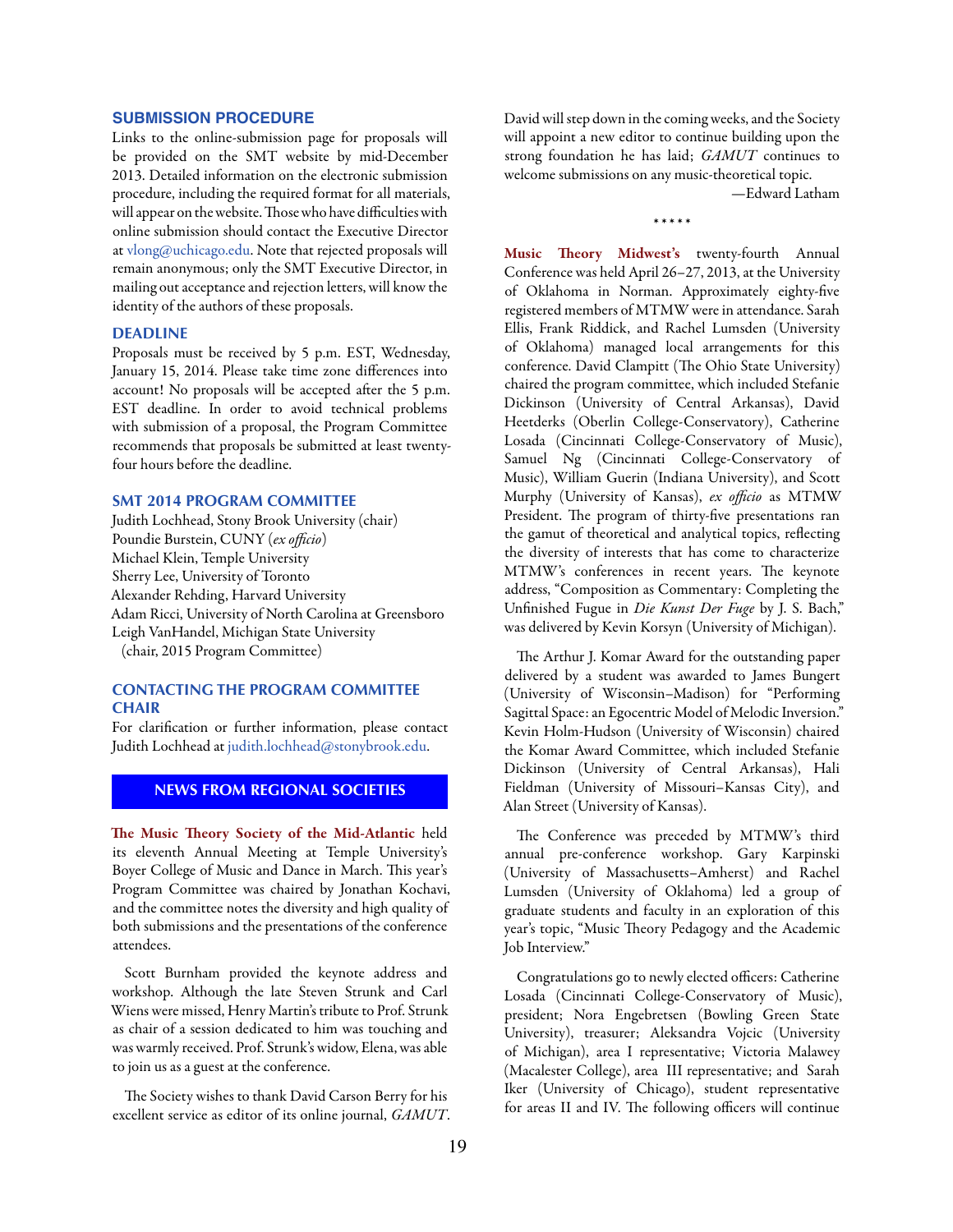### SUBMISSION PROCEDURE

Links to the online-submission page for proposals will be provided on the SMT website by mid-December 2013. Detailed information on the electronic submission procedure, including the required format for all materials, will appear on the website. Those who have difficulties with online submission should contact the Executive Director at vlong@uchicago.edu. Note that rejected proposals will remain anonymous; only the SMT Executive Director, in mailing out acceptance and rejection letters, will know the identity of the authors of these proposals.

### DEADLINE

Proposals must be received by 5 p.m. EST, Wednesday, January 15, 2014. Please take time zone differences into account! No proposals will be accepted after the 5 p.m. EST deadline. In order to avoid technical problems with submission of a proposal, the Program Committee recommends that proposals be submitted at least twenty-four hours before the deadline.

### SMT 2014 PROGRAM COMMITTEE

Judith Lochhead, Stony Brook University (chair)
Poundie Burstein, CUNY (*ex officio*)
Michael Klein, Temple University
Sherry Lee, University of Toronto
Alexander Rehding, Harvard University
Adam Ricci, University of North Carolina at Greensboro
Leigh VanHandel, Michigan State University
(chair, 2015 Program Committee)

### CONTACTING THE PROGRAM COMMITTEE CHAIR

For clarification or further information, please contact Judith Lochhead at judith.lochhead@stonybrook.edu.

## NEWS FROM REGIONAL SOCIETIES

**The Music Theory Society of the Mid-Atlantic** held its eleventh Annual Meeting at Temple University's Boyer College of Music and Dance in March. This year's Program Committee was chaired by Jonathan Kochavi, and the committee notes the diversity and high quality of both submissions and the presentations of the conference attendees.

Scott Burnham provided the keynote address and workshop. Although the late Steven Strunk and Carl Wiens were missed, Henry Martin's tribute to Prof. Strunk as chair of a session dedicated to him was touching and was warmly received. Prof. Strunk's widow, Elena, was able to join us as a guest at the conference.

The Society wishes to thank David Carson Berry for his excellent service as editor of its online journal, *GAMUT*. David will step down in the coming weeks, and the Society will appoint a new editor to continue building upon the strong foundation he has laid; *GAMUT* continues to welcome submissions on any music-theoretical topic.

—Edward Latham

\* \* \* \* \*

**Music Theory Midwest's** twenty-fourth Annual Conference was held April 26–27, 2013, at the University of Oklahoma in Norman. Approximately eighty-five registered members of MTMW were in attendance. Sarah Ellis, Frank Riddick, and Rachel Lumsden (University of Oklahoma) managed local arrangements for this conference. David Clampitt (The Ohio State University) chaired the program committee, which included Stefanie Dickinson (University of Central Arkansas), David Heetderks (Oberlin College-Conservatory), Catherine Losada (Cincinnati College-Conservatory of Music), Samuel Ng (Cincinnati College-Conservatory of Music), William Guerin (Indiana University), and Scott Murphy (University of Kansas), *ex officio* as MTMW President. The program of thirty-five presentations ran the gamut of theoretical and analytical topics, reflecting the diversity of interests that has come to characterize MTMW's conferences in recent years. The keynote address, "Composition as Commentary: Completing the Unfinished Fugue in *Die Kunst Der Fuge* by J. S. Bach," was delivered by Kevin Korsyn (University of Michigan).

The Arthur J. Komar Award for the outstanding paper delivered by a student was awarded to James Bungert (University of Wisconsin–Madison) for "Performing Sagittal Space: an Egocentric Model of Melodic Inversion." Kevin Holm-Hudson (University of Wisconsin) chaired the Komar Award Committee, which included Stefanie Dickinson (University of Central Arkansas), Hali Fieldman (University of Missouri–Kansas City), and Alan Street (University of Kansas).

The Conference was preceded by MTMW's third annual pre-conference workshop. Gary Karpinski (University of Massachusetts–Amherst) and Rachel Lumsden (University of Oklahoma) led a group of graduate students and faculty in an exploration of this year's topic, "Music Theory Pedagogy and the Academic Job Interview."

Congratulations go to newly elected officers: Catherine Losada (Cincinnati College-Conservatory of Music), president; Nora Engebretsen (Bowling Green State University), treasurer; Aleksandra Vojcic (University of Michigan), area I representative; Victoria Malawey (Macalester College), area III representative; and Sarah Iker (University of Chicago), student representative for areas II and IV. The following officers will continue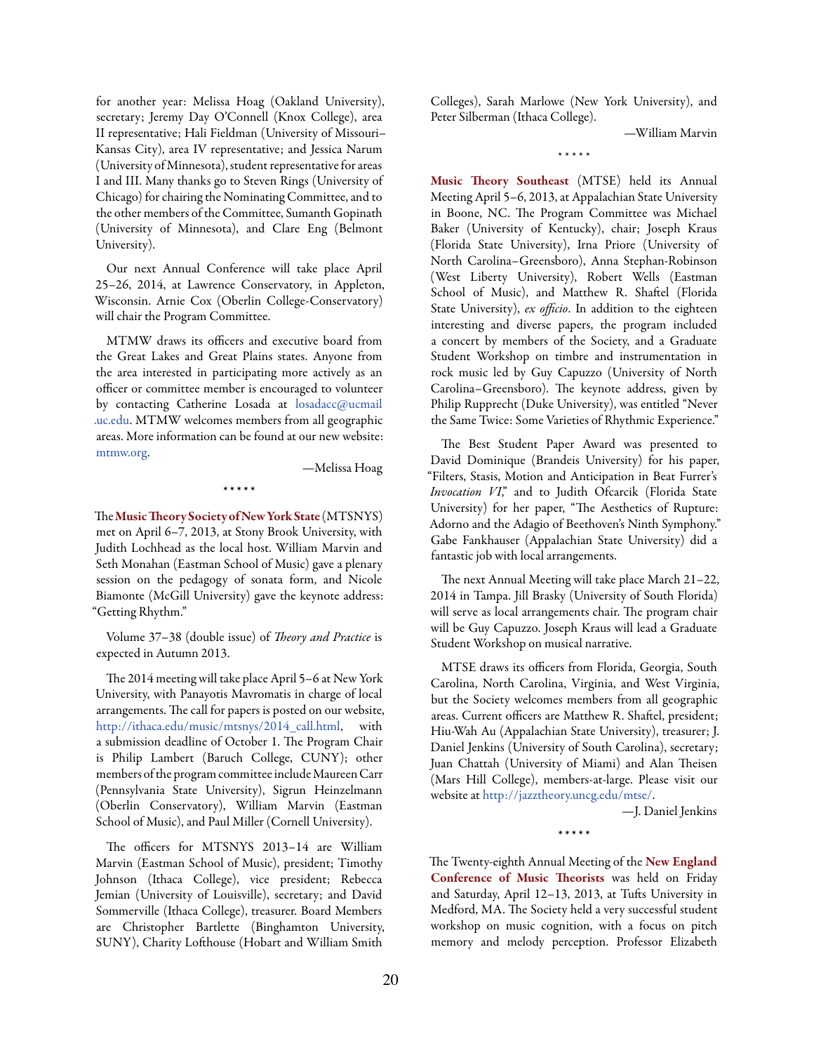for another year: Melissa Hoag (Oakland University), secretary; Jeremy Day O'Connell (Knox College), area II representative; Hali Fieldman (University of Missouri–Kansas City), area IV representative; and Jessica Narum (University of Minnesota), student representative for areas I and III. Many thanks go to Steven Rings (University of Chicago) for chairing the Nominating Committee, and to the other members of the Committee, Sumanth Gopinath (University of Minnesota), and Clare Eng (Belmont University).

Our next Annual Conference will take place April 25–26, 2014, at Lawrence Conservatory, in Appleton, Wisconsin. Arnie Cox (Oberlin College-Conservatory) will chair the Program Committee.

MTMW draws its officers and executive board from the Great Lakes and Great Plains states. Anyone from the area interested in participating more actively as an officer or committee member is encouraged to volunteer by contacting Catherine Losada at losadacc@ucmail.uc.edu. MTMW welcomes members from all geographic areas. More information can be found at our new website: mtmw.org.

—Melissa Hoag

\* \* \* \* \*

The **Music Theory Society of New York State** (MTSNYS) met on April 6–7, 2013, at Stony Brook University, with Judith Lochhead as the local host. William Marvin and Seth Monahan (Eastman School of Music) gave a plenary session on the pedagogy of sonata form, and Nicole Biamonte (McGill University) gave the keynote address: "Getting Rhythm."

Volume 37–38 (double issue) of *Theory and Practice* is expected in Autumn 2013.

The 2014 meeting will take place April 5–6 at New York University, with Panayotis Mavromatis in charge of local arrangements. The call for papers is posted on our website, http://ithaca.edu/music/mtsnys/2014_call.html, with a submission deadline of October 1. The Program Chair is Philip Lambert (Baruch College, CUNY); other members of the program committee include Maureen Carr (Pennsylvania State University), Sigrun Heinzelmann (Oberlin Conservatory), William Marvin (Eastman School of Music), and Paul Miller (Cornell University).

The officers for MTSNYS 2013–14 are William Marvin (Eastman School of Music), president; Timothy Johnson (Ithaca College), vice president; Rebecca Jemian (University of Louisville), secretary; and David Sommerville (Ithaca College), treasurer. Board Members are Christopher Bartlette (Binghamton University, SUNY), Charity Lofthouse (Hobart and William Smith Colleges), Sarah Marlowe (New York University), and Peter Silberman (Ithaca College).

—William Marvin

\* \* \* \* \*

**Music Theory Southeast** (MTSE) held its Annual Meeting April 5–6, 2013, at Appalachian State University in Boone, NC. The Program Committee was Michael Baker (University of Kentucky), chair; Joseph Kraus (Florida State University), Irna Priore (University of North Carolina–Greensboro), Anna Stephan-Robinson (West Liberty University), Robert Wells (Eastman School of Music), and Matthew R. Shaftel (Florida State University), *ex officio*. In addition to the eighteen interesting and diverse papers, the program included a concert by members of the Society, and a Graduate Student Workshop on timbre and instrumentation in rock music led by Guy Capuzzo (University of North Carolina–Greensboro). The keynote address, given by Philip Rupprecht (Duke University), was entitled "Never the Same Twice: Some Varieties of Rhythmic Experience."

The Best Student Paper Award was presented to David Dominique (Brandeis University) for his paper, "Filters, Stasis, Motion and Anticipation in Beat Furrer's *Invocation VI*," and to Judith Ofcarcik (Florida State University) for her paper, "The Aesthetics of Rupture: Adorno and the Adagio of Beethoven's Ninth Symphony." Gabe Fankhauser (Appalachian State University) did a fantastic job with local arrangements.

The next Annual Meeting will take place March 21–22, 2014 in Tampa. Jill Brasky (University of South Florida) will serve as local arrangements chair. The program chair will be Guy Capuzzo. Joseph Kraus will lead a Graduate Student Workshop on musical narrative.

MTSE draws its officers from Florida, Georgia, South Carolina, North Carolina, Virginia, and West Virginia, but the Society welcomes members from all geographic areas. Current officers are Matthew R. Shaftel, president; Hiu-Wah Au (Appalachian State University), treasurer; J. Daniel Jenkins (University of South Carolina), secretary; Juan Chattah (University of Miami) and Alan Theisen (Mars Hill College), members-at-large. Please visit our website at http://jazztheory.uncg.edu/mtse/.

—J. Daniel Jenkins

\* \* \* \* \*

The Twenty-eighth Annual Meeting of the **New England Conference of Music Theorists** was held on Friday and Saturday, April 12–13, 2013, at Tufts University in Medford, MA. The Society held a very successful student workshop on music cognition, with a focus on pitch memory and melody perception. Professor Elizabeth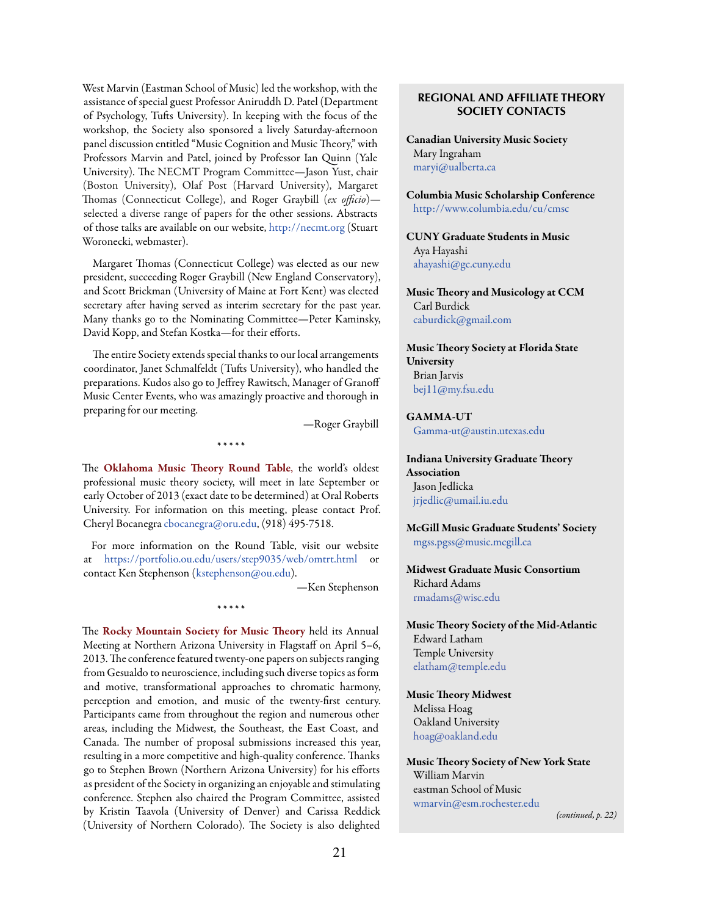West Marvin (Eastman School of Music) led the workshop, with the assistance of special guest Professor Aniruddh D. Patel (Department of Psychology, Tufts University). In keeping with the focus of the workshop, the Society also sponsored a lively Saturday-afternoon panel discussion entitled "Music Cognition and Music Theory," with Professors Marvin and Patel, joined by Professor Ian Quinn (Yale University). The NECMT Program Committee—Jason Yust, chair (Boston University), Olaf Post (Harvard University), Margaret Thomas (Connecticut College), and Roger Graybill (*ex officio*)—selected a diverse range of papers for the other sessions. Abstracts of those talks are available on our website, http://necmt.org (Stuart Woronecki, webmaster).

Margaret Thomas (Connecticut College) was elected as our new president, succeeding Roger Graybill (New England Conservatory), and Scott Brickman (University of Maine at Fort Kent) was elected secretary after having served as interim secretary for the past year. Many thanks go to the Nominating Committee—Peter Kaminsky, David Kopp, and Stefan Kostka—for their efforts.

The entire Society extends special thanks to our local arrangements coordinator, Janet Schmalfeldt (Tufts University), who handled the preparations. Kudos also go to Jeffrey Rawitsch, Manager of Granoff Music Center Events, who was amazingly proactive and thorough in preparing for our meeting.

—Roger Graybill

\* \* \* \* \*

The **Oklahoma Music Theory Round Table**, the world's oldest professional music theory society, will meet in late September or early October of 2013 (exact date to be determined) at Oral Roberts University. For information on this meeting, please contact Prof. Cheryl Bocanegra cbocanegra@oru.edu, (918) 495-7518.

For more information on the Round Table, visit our website at https://portfolio.ou.edu/users/step9035/web/omtrt.html or contact Ken Stephenson (kstephenson@ou.edu).

—Ken Stephenson

\* \* \* \* \*

The **Rocky Mountain Society for Music Theory** held its Annual Meeting at Northern Arizona University in Flagstaff on April 5–6, 2013. The conference featured twenty-one papers on subjects ranging from Gesualdo to neuroscience, including such diverse topics as form and motive, transformational approaches to chromatic harmony, perception and emotion, and music of the twenty-first century. Participants came from throughout the region and numerous other areas, including the Midwest, the Southeast, the East Coast, and Canada. The number of proposal submissions increased this year, resulting in a more competitive and high-quality conference. Thanks go to Stephen Brown (Northern Arizona University) for his efforts as president of the Society in organizing an enjoyable and stimulating conference. Stephen also chaired the Program Committee, assisted by Kristin Taavola (University of Denver) and Carissa Reddick (University of Northern Colorado). The Society is also delighted

## REGIONAL AND AFFILIATE THEORY SOCIETY CONTACTS

**Canadian University Music Society**
Mary Ingraham
maryi@ualberta.ca

**Columbia Music Scholarship Conference**
http://www.columbia.edu/cu/cmsc

**CUNY Graduate Students in Music**
Aya Hayashi
ahayashi@gc.cuny.edu

**Music Theory and Musicology at CCM**
Carl Burdick
caburdick@gmail.com

**Music Theory Society at Florida State University**
Brian Jarvis
bej11@my.fsu.edu

**GAMMA-UT**
Gamma-ut@austin.utexas.edu

**Indiana University Graduate Theory Association**
Jason Jedlicka
jrjedlic@umail.iu.edu

**McGill Music Graduate Students' Society**
mgss.pgss@music.mcgill.ca

**Midwest Graduate Music Consortium**
Richard Adams
rmadams@wisc.edu

**Music Theory Society of the Mid-Atlantic**
Edward Latham
Temple University
elatham@temple.edu

**Music Theory Midwest**
Melissa Hoag
Oakland University
hoag@oakland.edu

**Music Theory Society of New York State**
William Marvin
eastman School of Music
wmarvin@esm.rochester.edu

*(continued, p. 22)*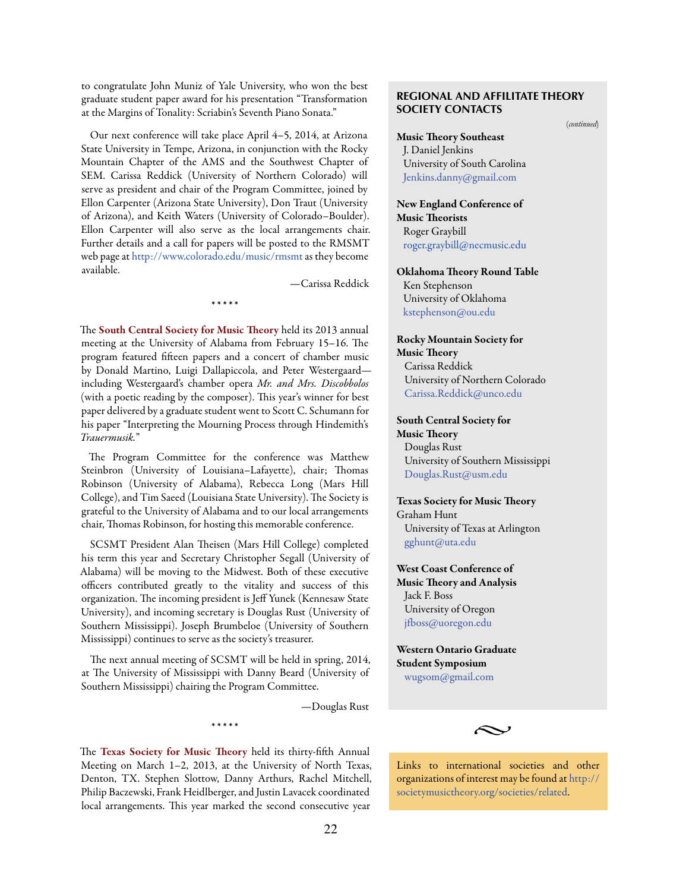to congratulate John Muniz of Yale University, who won the best graduate student paper award for his presentation "Transformation at the Margins of Tonality: Scriabin's Seventh Piano Sonata."

Our next conference will take place April 4–5, 2014, at Arizona State University in Tempe, Arizona, in conjunction with the Rocky Mountain Chapter of the AMS and the Southwest Chapter of SEM. Carissa Reddick (University of Northern Colorado) will serve as president and chair of the Program Committee, joined by Ellon Carpenter (Arizona State University), Don Traut (University of Arizona), and Keith Waters (University of Colorado–Boulder). Ellon Carpenter will also serve as the local arrangements chair. Further details and a call for papers will be posted to the RMSMT web page at http://www.colorado.edu/music/rmsmt as they become available.

—Carissa Reddick

\* \* \* \* \*

The **South Central Society for Music Theory** held its 2013 annual meeting at the University of Alabama from February 15–16. The program featured fifteen papers and a concert of chamber music by Donald Martino, Luigi Dallapiccola, and Peter Westergaard—including Westergaard's chamber opera *Mr. and Mrs. Discobbolos* (with a poetic reading by the composer). This year's winner for best paper delivered by a graduate student went to Scott C. Schumann for his paper "Interpreting the Mourning Process through Hindemith's *Trauermusik*."

The Program Committee for the conference was Matthew Steinbron (University of Louisiana–Lafayette), chair; Thomas Robinson (University of Alabama), Rebecca Long (Mars Hill College), and Tim Saeed (Louisiana State University). The Society is grateful to the University of Alabama and to our local arrangements chair, Thomas Robinson, for hosting this memorable conference.

SCSMT President Alan Theisen (Mars Hill College) completed his term this year and Secretary Christopher Segall (University of Alabama) will be moving to the Midwest. Both of these executive officers contributed greatly to the vitality and success of this organization. The incoming president is Jeff Yunek (Kennesaw State University), and incoming secretary is Douglas Rust (University of Southern Mississippi). Joseph Brumbeloe (University of Southern Mississippi) continues to serve as the society's treasurer.

The next annual meeting of SCSMT will be held in spring, 2014, at The University of Mississippi with Danny Beard (University of Southern Mississippi) chairing the Program Committee.

—Douglas Rust

\* \* \* \* \*

The **Texas Society for Music Theory** held its thirty-fifth Annual Meeting on March 1–2, 2013, at the University of North Texas, Denton, TX. Stephen Slottow, Danny Arthurs, Rachel Mitchell, Philip Baczewski, Frank Heidlberger, and Justin Lavacek coordinated local arrangements. This year marked the second consecutive year

## REGIONAL AND AFFILIATE THEORY SOCIETY CONTACTS

*(continued)*

**Music Theory Southeast**
J. Daniel Jenkins
University of South Carolina
Jenkins.danny@gmail.com

**New England Conference of Music Theorists**
Roger Graybill
roger.graybill@necmusic.edu

**Oklahoma Theory Round Table**
Ken Stephenson
University of Oklahoma
kstephenson@ou.edu

**Rocky Mountain Society for Music Theory**
Carissa Reddick
University of Northern Colorado
Carissa.Reddick@unco.edu

**South Central Society for Music Theory**
Douglas Rust
University of Southern Mississippi
Douglas.Rust@usm.edu

**Texas Society for Music Theory**
Graham Hunt
University of Texas at Arlington
gghunt@uta.edu

**West Coast Conference of Music Theory and Analysis**
Jack F. Boss
University of Oregon
jfboss@uoregon.edu

**Western Ontario Graduate Student Symposium**
wugsom@gmail.com

Links to international societies and other organizations of interest may be found at http://societymusictheory.org/societies/related.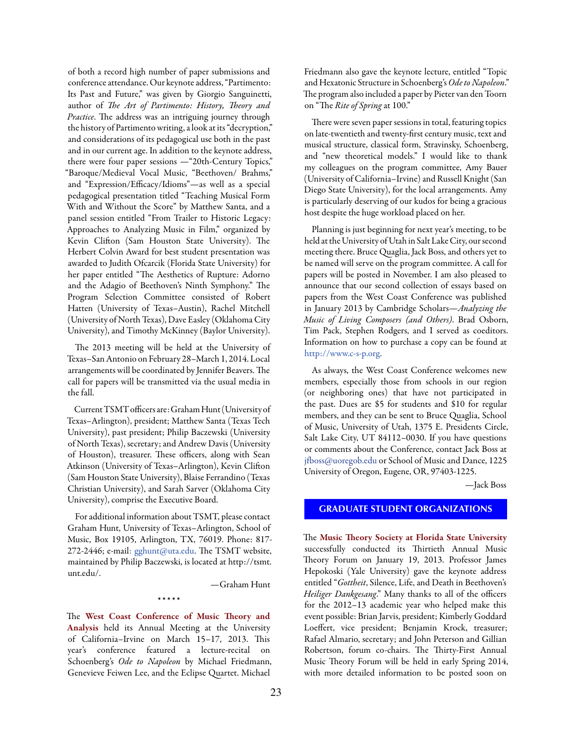of both a record high number of paper submissions and conference attendance. Our keynote address, "Partimento: Its Past and Future," was given by Giorgio Sanguinetti, author of *The Art of Partimento: History, Theory and Practice*. The address was an intriguing journey through the history of Partimento writing, a look at its "decryption," and considerations of its pedagogical use both in the past and in our current age. In addition to the keynote address, there were four paper sessions —"20th-Century Topics," "Baroque/Medieval Vocal Music, "Beethoven/ Brahms," and "Expression/Efficacy/Idioms"—as well as a special pedagogical presentation titled "Teaching Musical Form With and Without the Score" by Matthew Santa, and a panel session entitled "From Trailer to Historic Legacy: Approaches to Analyzing Music in Film," organized by Kevin Clifton (Sam Houston State University). The Herbert Colvin Award for best student presentation was awarded to Judith Ofcarcik (Florida State University) for her paper entitled "The Aesthetics of Rupture: Adorno and the Adagio of Beethoven's Ninth Symphony." The Program Selection Committee consisted of Robert Hatten (University of Texas–Austin), Rachel Mitchell (University of North Texas), Dave Easley (Oklahoma City University), and Timothy McKinney (Baylor University).

The 2013 meeting will be held at the University of Texas–San Antonio on February 28–March 1, 2014. Local arrangements will be coordinated by Jennifer Beavers. The call for papers will be transmitted via the usual media in the fall.

Current TSMT officers are: Graham Hunt (University of Texas–Arlington), president; Matthew Santa (Texas Tech University), past president; Philip Baczewski (University of North Texas), secretary; and Andrew Davis (University of Houston), treasurer. These officers, along with Sean Atkinson (University of Texas–Arlington), Kevin Clifton (Sam Houston State University), Blaise Ferrandino (Texas Christian University), and Sarah Sarver (Oklahoma City University), comprise the Executive Board.

For additional information about TSMT, please contact Graham Hunt, University of Texas–Arlington, School of Music, Box 19105, Arlington, TX, 76019. Phone: 817-272-2446; e-mail: gghunt@uta.edu. The TSMT website, maintained by Philip Baczewski, is located at http://tsmt.unt.edu/.

—Graham Hunt

\*\*\*\*\*

The **West Coast Conference of Music Theory and Analysis** held its Annual Meeting at the University of California–Irvine on March 15–17, 2013. This year's conference featured a lecture-recital on Schoenberg's *Ode to Napoleon* by Michael Friedmann, Genevieve Feiwen Lee, and the Eclipse Quartet. Michael Friedmann also gave the keynote lecture, entitled "Topic and Hexatonic Structure in Schoenberg's *Ode to Napoleon*." The program also included a paper by Pieter van den Toorn on "The *Rite of Spring* at 100."

There were seven paper sessions in total, featuring topics on late-twentieth and twenty-first century music, text and musical structure, classical form, Stravinsky, Schoenberg, and "new theoretical models." I would like to thank my colleagues on the program committee, Amy Bauer (University of California–Irvine) and Russell Knight (San Diego State University), for the local arrangements. Amy is particularly deserving of our kudos for being a gracious host despite the huge workload placed on her.

Planning is just beginning for next year's meeting, to be held at the University of Utah in Salt Lake City, our second meeting there. Bruce Quaglia, Jack Boss, and others yet to be named will serve on the program committee. A call for papers will be posted in November. I am also pleased to announce that our second collection of essays based on papers from the West Coast Conference was published in January 2013 by Cambridge Scholars—*Analyzing the Music of Living Composers (and Others)*. Brad Osborn, Tim Pack, Stephen Rodgers, and I served as coeditors. Information on how to purchase a copy can be found at http://www.c-s-p.org.

As always, the West Coast Conference welcomes new members, especially those from schools in our region (or neighboring ones) that have not participated in the past. Dues are $5 for students and $10 for regular members, and they can be sent to Bruce Quaglia, School of Music, University of Utah, 1375 E. Presidents Circle, Salt Lake City, UT 84112–0030. If you have questions or comments about the Conference, contact Jack Boss at jfboss@uoregob.edu or School of Music and Dance, 1225 University of Oregon, Eugene, OR, 97403-1225.

—Jack Boss

## GRADUATE STUDENT ORGANIZATIONS

The **Music Theory Society at Florida State University** successfully conducted its Thirtieth Annual Music Theory Forum on January 19, 2013. Professor James Hepokoski (Yale University) gave the keynote address entitled "*Gottheit*, Silence, Life, and Death in Beethoven's *Heiliger Dankgesang*." Many thanks to all of the officers for the 2012–13 academic year who helped make this event possible: Brian Jarvis, president; Kimberly Goddard Loeffert, vice president; Benjamin Krock, treasurer; Rafael Almario, secretary; and John Peterson and Gillian Robertson, forum co-chairs. The Thirty-First Annual Music Theory Forum will be held in early Spring 2014, with more detailed information to be posted soon on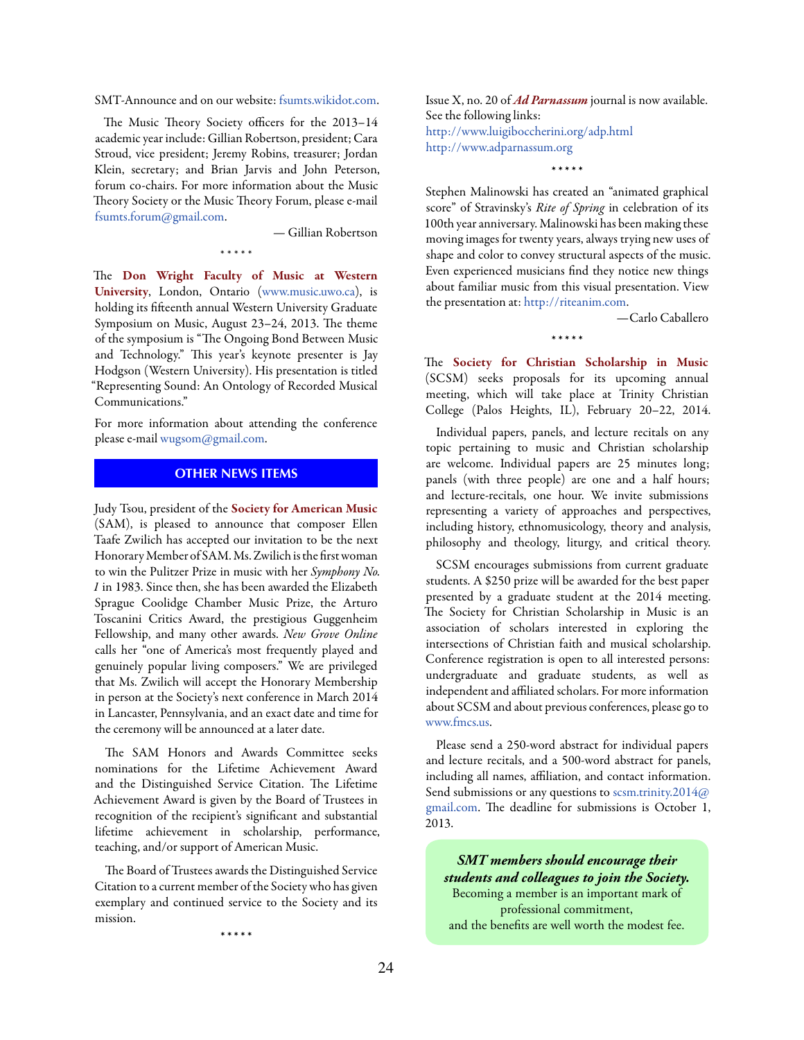SMT-Announce and on our website: fsumts.wikidot.com.

The Music Theory Society officers for the 2013–14 academic year include: Gillian Robertson, president; Cara Stroud, vice president; Jeremy Robins, treasurer; Jordan Klein, secretary; and Brian Jarvis and John Peterson, forum co-chairs. For more information about the Music Theory Society or the Music Theory Forum, please e-mail fsumts.forum@gmail.com.

— Gillian Robertson

\* \* \* \* \*

The **Don Wright Faculty of Music at Western University**, London, Ontario (www.music.uwo.ca), is holding its fifteenth annual Western University Graduate Symposium on Music, August 23–24, 2013. The theme of the symposium is "The Ongoing Bond Between Music and Technology." This year's keynote presenter is Jay Hodgson (Western University). His presentation is titled "Representing Sound: An Ontology of Recorded Musical Communications."

For more information about attending the conference please e-mail wugsom@gmail.com.

## OTHER NEWS ITEMS

Judy Tsou, president of the **Society for American Music** (SAM), is pleased to announce that composer Ellen Taafe Zwilich has accepted our invitation to be the next Honorary Member of SAM. Ms. Zwilich is the first woman to win the Pulitzer Prize in music with her *Symphony No. 1* in 1983. Since then, she has been awarded the Elizabeth Sprague Coolidge Chamber Music Prize, the Arturo Toscanini Critics Award, the prestigious Guggenheim Fellowship, and many other awards. *New Grove Online* calls her "one of America's most frequently played and genuinely popular living composers." We are privileged that Ms. Zwilich will accept the Honorary Membership in person at the Society's next conference in March 2014 in Lancaster, Pennsylvania, and an exact date and time for the ceremony will be announced at a later date.

The SAM Honors and Awards Committee seeks nominations for the Lifetime Achievement Award and the Distinguished Service Citation. The Lifetime Achievement Award is given by the Board of Trustees in recognition of the recipient's significant and substantial lifetime achievement in scholarship, performance, teaching, and/or support of American Music.

The Board of Trustees awards the Distinguished Service Citation to a current member of the Society who has given exemplary and continued service to the Society and its mission.

\* \* \* \* \*

Issue X, no. 20 of ***Ad Parnassum*** journal is now available. See the following links:
http://www.luigiboccherini.org/adp.html
http://www.adparnassum.org

\* \* \* \* \*

Stephen Malinowski has created an "animated graphical score" of Stravinsky's *Rite of Spring* in celebration of its 100th year anniversary. Malinowski has been making these moving images for twenty years, always trying new uses of shape and color to convey structural aspects of the music. Even experienced musicians find they notice new things about familiar music from this visual presentation. View the presentation at: http://riteanim.com.

—Carlo Caballero

\* \* \* \* \*

The **Society for Christian Scholarship in Music** (SCSM) seeks proposals for its upcoming annual meeting, which will take place at Trinity Christian College (Palos Heights, IL), February 20–22, 2014.

Individual papers, panels, and lecture recitals on any topic pertaining to music and Christian scholarship are welcome. Individual papers are 25 minutes long; panels (with three people) are one and a half hours; and lecture-recitals, one hour. We invite submissions representing a variety of approaches and perspectives, including history, ethnomusicology, theory and analysis, philosophy and theology, liturgy, and critical theory.

SCSM encourages submissions from current graduate students. A $250 prize will be awarded for the best paper presented by a graduate student at the 2014 meeting. The Society for Christian Scholarship in Music is an association of scholars interested in exploring the intersections of Christian faith and musical scholarship. Conference registration is open to all interested persons: undergraduate and graduate students, as well as independent and affiliated scholars. For more information about SCSM and about previous conferences, please go to www.fmcs.us.

Please send a 250-word abstract for individual papers and lecture recitals, and a 500-word abstract for panels, including all names, affiliation, and contact information. Send submissions or any questions to scsm.trinity.2014@gmail.com. The deadline for submissions is October 1, 2013.

***SMT members should encourage their students and colleagues to join the Society.***
Becoming a member is an important mark of professional commitment,
and the benefits are well worth the modest fee.